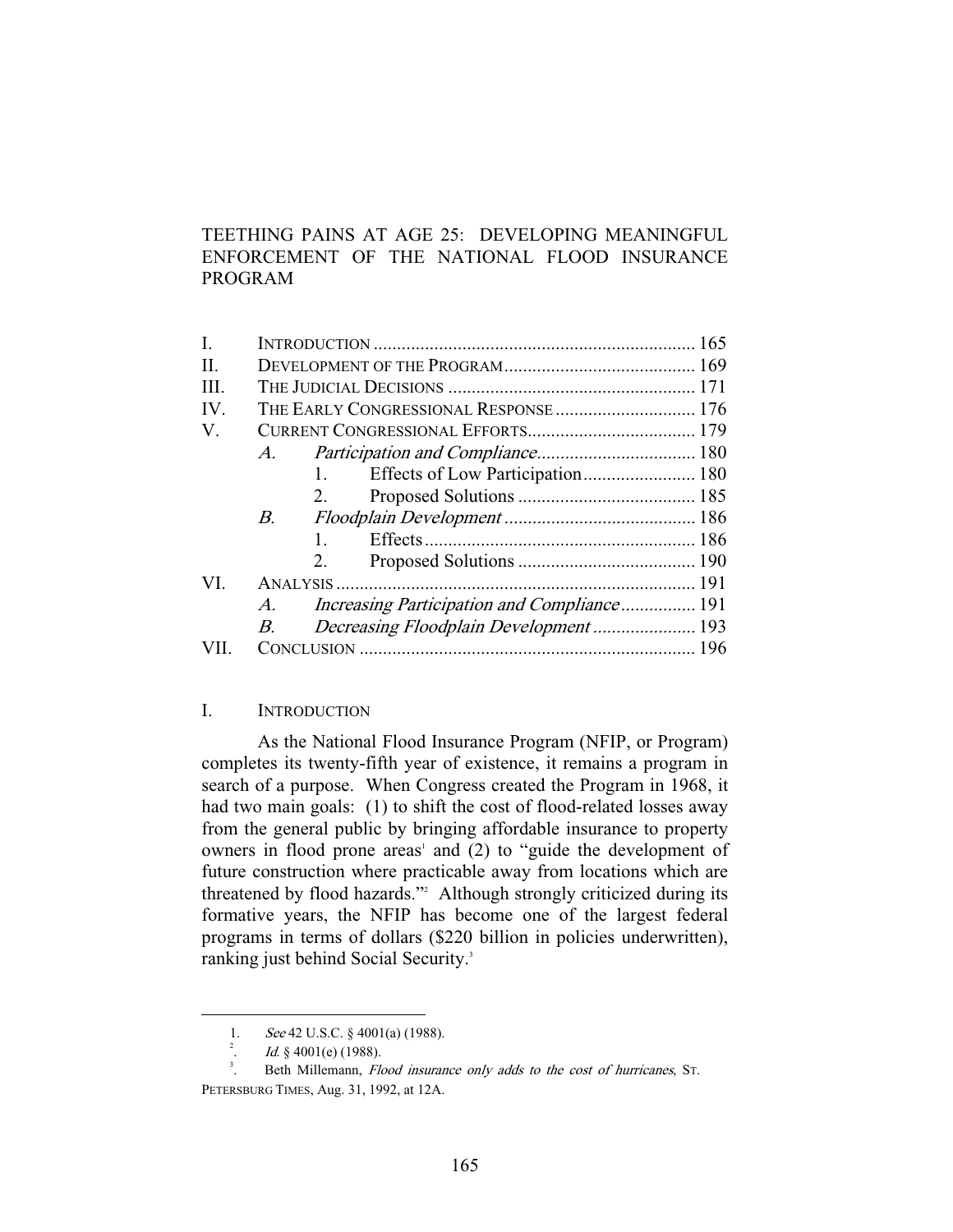# TEETHING PAINS AT AGE 25: DEVELOPING MEANINGFUL ENFORCEMENT OF THE NATIONAL FLOOD INSURANCE PROGRAM

| | | | |
|---|---|---|---|
| I. | INTRODUCTION | | 165 |
| II. | DEVELOPMENT OF THE PROGRAM | | 169 |
| III. | THE JUDICIAL DECISIONS | | 171 |
| IV. | THE EARLY CONGRESSIONAL RESPONSE | | 176 |
| V. | CURRENT CONGRESSIONAL EFFORTS | | 179 |
| | *A.* | *Participation and Compliance* | 180 |
| | | 1. Effects of Low Participation | 180 |
| | | 2. Proposed Solutions | 185 |
| | *B.* | *Floodplain Development* | 186 |
| | | 1. Effects | 186 |
| | | 2. Proposed Solutions | 190 |
| VI. | ANALYSIS | | 191 |
| | *A.* | *Increasing Participation and Compliance* | 191 |
| | *B.* | *Decreasing Floodplain Development* | 193 |
| VII. | CONCLUSION | | 196 |

## I. INTRODUCTION

As the National Flood Insurance Program (NFIP, or Program) completes its twenty-fifth year of existence, it remains a program in search of a purpose. When Congress created the Program in 1968, it had two main goals: (1) to shift the cost of flood-related losses away from the general public by bringing affordable insurance to property owners in flood prone areas[1] and (2) to "guide the development of future construction where practicable away from locations which are threatened by flood hazards."[2] Although strongly criticized during its formative years, the NFIP has become one of the largest federal programs in terms of dollars ($220 billion in policies underwritten), ranking just behind Social Security.[3]

---

1. *See* 42 U.S.C. § 4001(a) (1988).
2. *Id.* § 4001(e) (1988).
3. Beth Millemann, *Flood insurance only adds to the cost of hurricanes*, ST. PETERSBURG TIMES, Aug. 31, 1992, at 12A.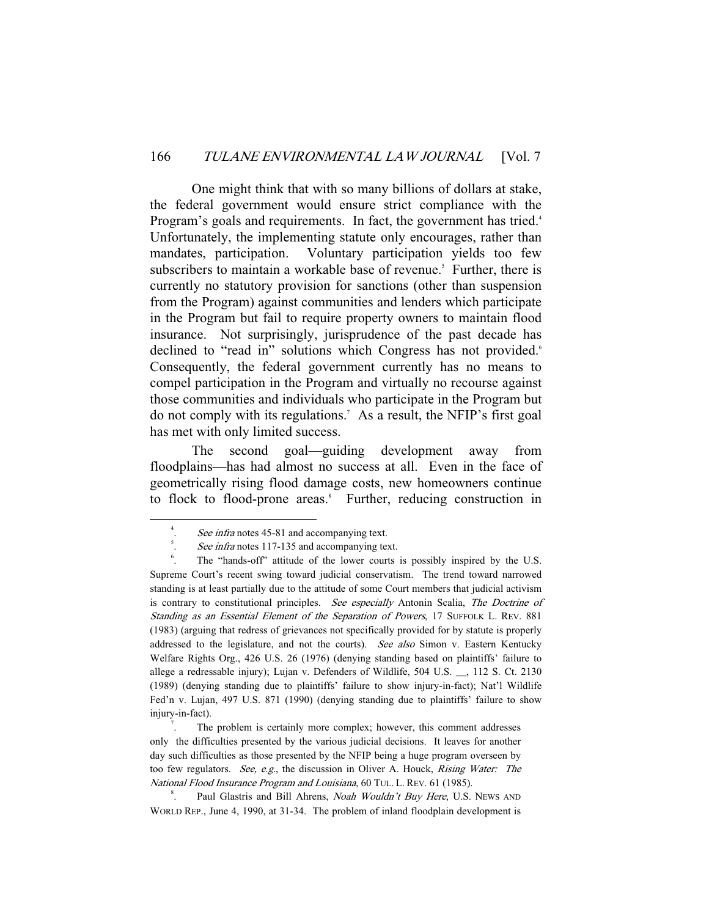One might think that with so many billions of dollars at stake, the federal government would ensure strict compliance with the Program's goals and requirements. In fact, the government has tried.[4] Unfortunately, the implementing statute only encourages, rather than mandates, participation. Voluntary participation yields too few subscribers to maintain a workable base of revenue.[5] Further, there is currently no statutory provision for sanctions (other than suspension from the Program) against communities and lenders which participate in the Program but fail to require property owners to maintain flood insurance. Not surprisingly, jurisprudence of the past decade has declined to "read in" solutions which Congress has not provided.[6] Consequently, the federal government currently has no means to compel participation in the Program and virtually no recourse against those communities and individuals who participate in the Program but do not comply with its regulations.[7] As a result, the NFIP's first goal has met with only limited success.

The second goal—guiding development away from floodplains—has had almost no success at all. Even in the face of geometrically rising flood damage costs, new homeowners continue to flock to flood-prone areas.[8] Further, reducing construction in

---

4. *See infra* notes 45-81 and accompanying text.

5. *See infra* notes 117-135 and accompanying text.

6. The "hands-off" attitude of the lower courts is possibly inspired by the U.S. Supreme Court's recent swing toward judicial conservatism. The trend toward narrowed standing is at least partially due to the attitude of some Court members that judicial activism is contrary to constitutional principles. *See especially* Antonin Scalia, *The Doctrine of Standing as an Essential Element of the Separation of Powers*, 17 SUFFOLK L. REV. 881 (1983) (arguing that redress of grievances not specifically provided for by statute is properly addressed to the legislature, and not the courts). *See also* Simon v. Eastern Kentucky Welfare Rights Org., 426 U.S. 26 (1976) (denying standing based on plaintiffs' failure to allege a redressable injury); Lujan v. Defenders of Wildlife, 504 U.S. __, 112 S. Ct. 2130 (1989) (denying standing due to plaintiffs' failure to show injury-in-fact); Nat'l Wildlife Fed'n v. Lujan, 497 U.S. 871 (1990) (denying standing due to plaintiffs' failure to show injury-in-fact).

7. The problem is certainly more complex; however, this comment addresses only the difficulties presented by the various judicial decisions. It leaves for another day such difficulties as those presented by the NFIP being a huge program overseen by too few regulators. *See, e.g.*, the discussion in Oliver A. Houck, *Rising Water: The National Flood Insurance Program and Louisiana*, 60 TUL. L. REV. 61 (1985).

8. Paul Glastris and Bill Ahrens, *Noah Wouldn't Buy Here*, U.S. NEWS AND WORLD REP., June 4, 1990, at 31-34. The problem of inland floodplain development is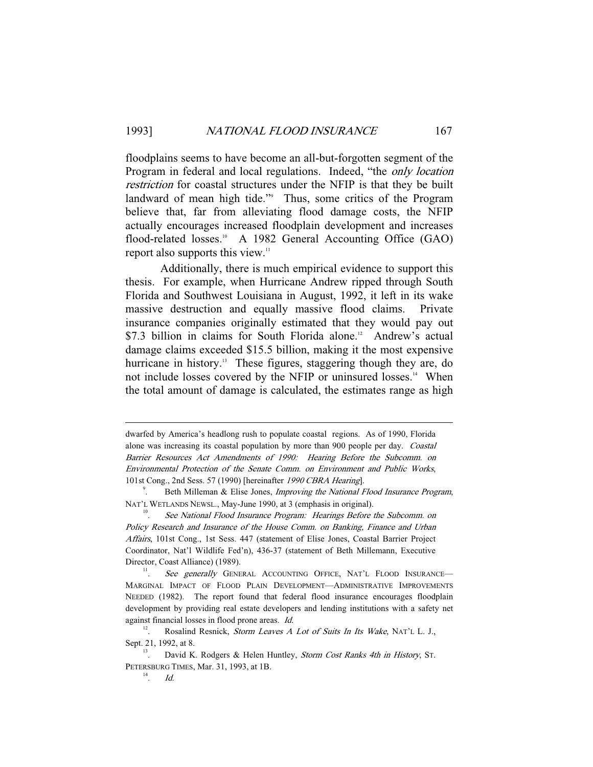floodplains seems to have become an all-but-forgotten segment of the Program in federal and local regulations. Indeed, "the *only location restriction* for coastal structures under the NFIP is that they be built landward of mean high tide."[9] Thus, some critics of the Program believe that, far from alleviating flood damage costs, the NFIP actually encourages increased floodplain development and increases flood-related losses.[10] A 1982 General Accounting Office (GAO) report also supports this view.[11]

Additionally, there is much empirical evidence to support this thesis. For example, when Hurricane Andrew ripped through South Florida and Southwest Louisiana in August, 1992, it left in its wake massive destruction and equally massive flood claims. Private insurance companies originally estimated that they would pay out $7.3 billion in claims for South Florida alone.[12] Andrew's actual damage claims exceeded $15.5 billion, making it the most expensive hurricane in history.[13] These figures, staggering though they are, do not include losses covered by the NFIP or uninsured losses.[14] When the total amount of damage is calculated, the estimates range as high

---

dwarfed by America's headlong rush to populate coastal regions. As of 1990, Florida alone was increasing its coastal population by more than 900 people per day. *Coastal Barrier Resources Act Amendments of 1990: Hearing Before the Subcomm. on Environmental Protection of the Senate Comm. on Environment and Public Works*, 101st Cong., 2nd Sess. 57 (1990) [hereinafter *1990 CBRA Hearing*].

9. Beth Milleman & Elise Jones, *Improving the National Flood Insurance Program*, NAT'L WETLANDS NEWSL., May-June 1990, at 3 (emphasis in original).

10. *See National Flood Insurance Program: Hearings Before the Subcomm. on Policy Research and Insurance of the House Comm. on Banking, Finance and Urban Affairs*, 101st Cong., 1st Sess. 447 (statement of Elise Jones, Coastal Barrier Project Coordinator, Nat'l Wildlife Fed'n), 436-37 (statement of Beth Millemann, Executive Director, Coast Alliance) (1989).

11. *See generally* GENERAL ACCOUNTING OFFICE, NAT'L FLOOD INSURANCE—MARGINAL IMPACT OF FLOOD PLAIN DEVELOPMENT—ADMINISTRATIVE IMPROVEMENTS NEEDED (1982). The report found that federal flood insurance encourages floodplain development by providing real estate developers and lending institutions with a safety net against financial losses in flood prone areas. *Id.*

12. Rosalind Resnick, *Storm Leaves A Lot of Suits In Its Wake*, NAT'L L. J., Sept. 21, 1992, at 8.

13. David K. Rodgers & Helen Huntley, *Storm Cost Ranks 4th in History*, ST. PETERSBURG TIMES, Mar. 31, 1993, at 1B.

14. *Id.*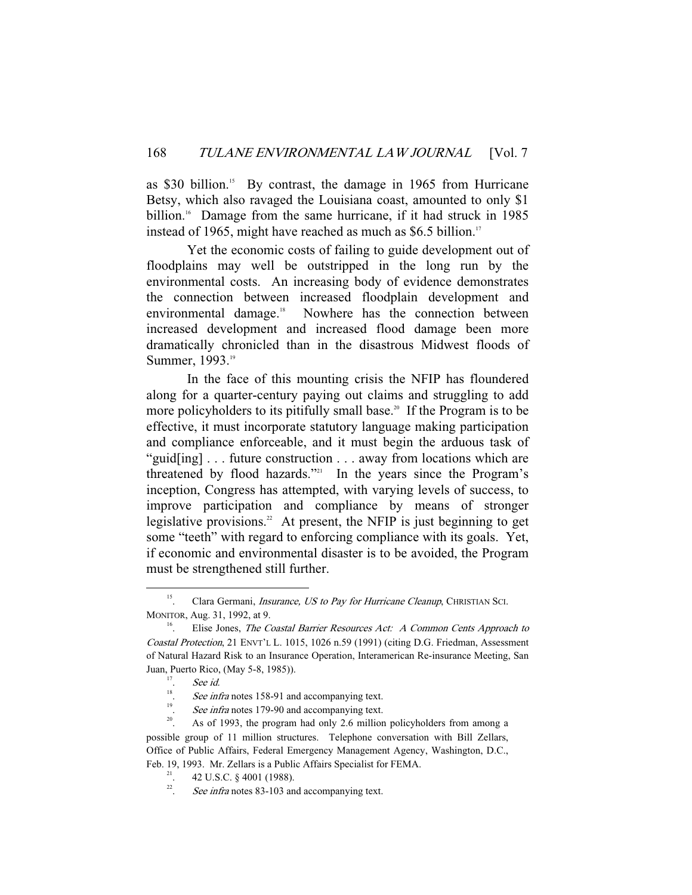as $30 billion.[15] By contrast, the damage in 1965 from Hurricane Betsy, which also ravaged the Louisiana coast, amounted to only $1 billion.[16] Damage from the same hurricane, if it had struck in 1985 instead of 1965, might have reached as much as $6.5 billion.[17]

Yet the economic costs of failing to guide development out of floodplains may well be outstripped in the long run by the environmental costs. An increasing body of evidence demonstrates the connection between increased floodplain development and environmental damage.[18] Nowhere has the connection between increased development and increased flood damage been more dramatically chronicled than in the disastrous Midwest floods of Summer, 1993.[19]

In the face of this mounting crisis the NFIP has floundered along for a quarter-century paying out claims and struggling to add more policyholders to its pitifully small base.[20] If the Program is to be effective, it must incorporate statutory language making participation and compliance enforceable, and it must begin the arduous task of "guid[ing] . . . future construction . . . away from locations which are threatened by flood hazards."[21] In the years since the Program's inception, Congress has attempted, with varying levels of success, to improve participation and compliance by means of stronger legislative provisions.[22] At present, the NFIP is just beginning to get some "teeth" with regard to enforcing compliance with its goals. Yet, if economic and environmental disaster is to be avoided, the Program must be strengthened still further.

---

15. Clara Germani, *Insurance, US to Pay for Hurricane Cleanup*, CHRISTIAN SCI. MONITOR, Aug. 31, 1992, at 9.

16. Elise Jones, *The Coastal Barrier Resources Act: A Common Cents Approach to Coastal Protection*, 21 ENVT'L L. 1015, 1026 n.59 (1991) (citing D.G. Friedman, Assessment of Natural Hazard Risk to an Insurance Operation, Interamerican Re-insurance Meeting, San Juan, Puerto Rico, (May 5-8, 1985)).

17. *See id.*

18. *See infra* notes 158-91 and accompanying text.

19. *See infra* notes 179-90 and accompanying text.

20. As of 1993, the program had only 2.6 million policyholders from among a possible group of 11 million structures. Telephone conversation with Bill Zellars, Office of Public Affairs, Federal Emergency Management Agency, Washington, D.C., Feb. 19, 1993. Mr. Zellars is a Public Affairs Specialist for FEMA.

21. 42 U.S.C. § 4001 (1988).

22. *See infra* notes 83-103 and accompanying text.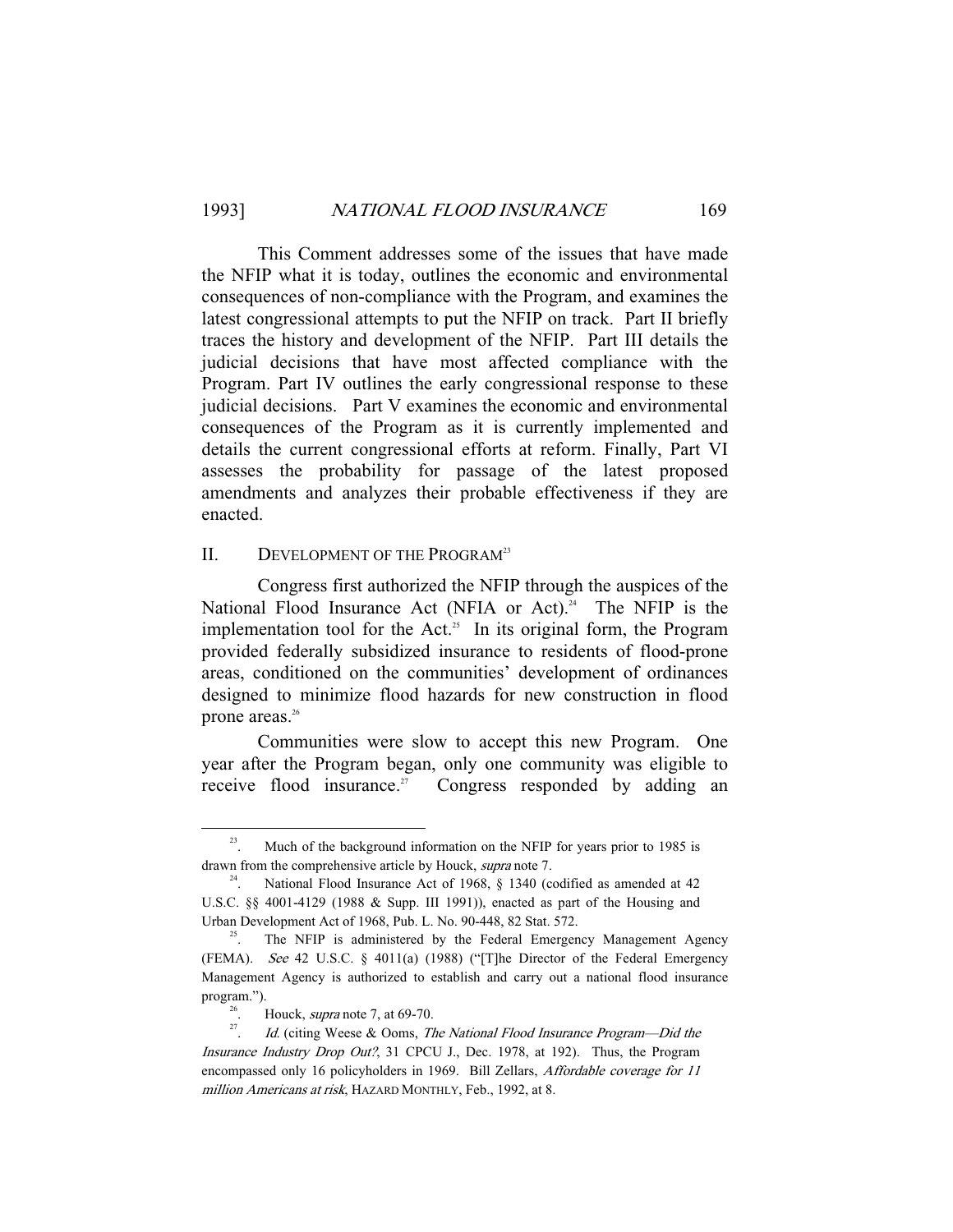This Comment addresses some of the issues that have made the NFIP what it is today, outlines the economic and environmental consequences of non-compliance with the Program, and examines the latest congressional attempts to put the NFIP on track. Part II briefly traces the history and development of the NFIP. Part III details the judicial decisions that have most affected compliance with the Program. Part IV outlines the early congressional response to these judicial decisions. Part V examines the economic and environmental consequences of the Program as it is currently implemented and details the current congressional efforts at reform. Finally, Part VI assesses the probability for passage of the latest proposed amendments and analyzes their probable effectiveness if they are enacted.

## II. DEVELOPMENT OF THE PROGRAM[23]

Congress first authorized the NFIP through the auspices of the National Flood Insurance Act (NFIA or Act).[24] The NFIP is the implementation tool for the Act.[25] In its original form, the Program provided federally subsidized insurance to residents of flood-prone areas, conditioned on the communities' development of ordinances designed to minimize flood hazards for new construction in flood prone areas.[26]

Communities were slow to accept this new Program. One year after the Program began, only one community was eligible to receive flood insurance.[27] Congress responded by adding an

---

[23]. Much of the background information on the NFIP for years prior to 1985 is drawn from the comprehensive article by Houck, *supra* note 7.

[24]. National Flood Insurance Act of 1968, § 1340 (codified as amended at 42 U.S.C. §§ 4001-4129 (1988 & Supp. III 1991)), enacted as part of the Housing and Urban Development Act of 1968, Pub. L. No. 90-448, 82 Stat. 572.

[25]. The NFIP is administered by the Federal Emergency Management Agency (FEMA). *See* 42 U.S.C. § 4011(a) (1988) ("[T]he Director of the Federal Emergency Management Agency is authorized to establish and carry out a national flood insurance program.").

[26]. Houck, *supra* note 7, at 69-70.

[27]. *Id.* (citing Weese & Ooms, *The National Flood Insurance Program—Did the Insurance Industry Drop Out?*, 31 CPCU J., Dec. 1978, at 192). Thus, the Program encompassed only 16 policyholders in 1969. Bill Zellars, *Affordable coverage for 11 million Americans at risk*, HAZARD MONTHLY, Feb., 1992, at 8.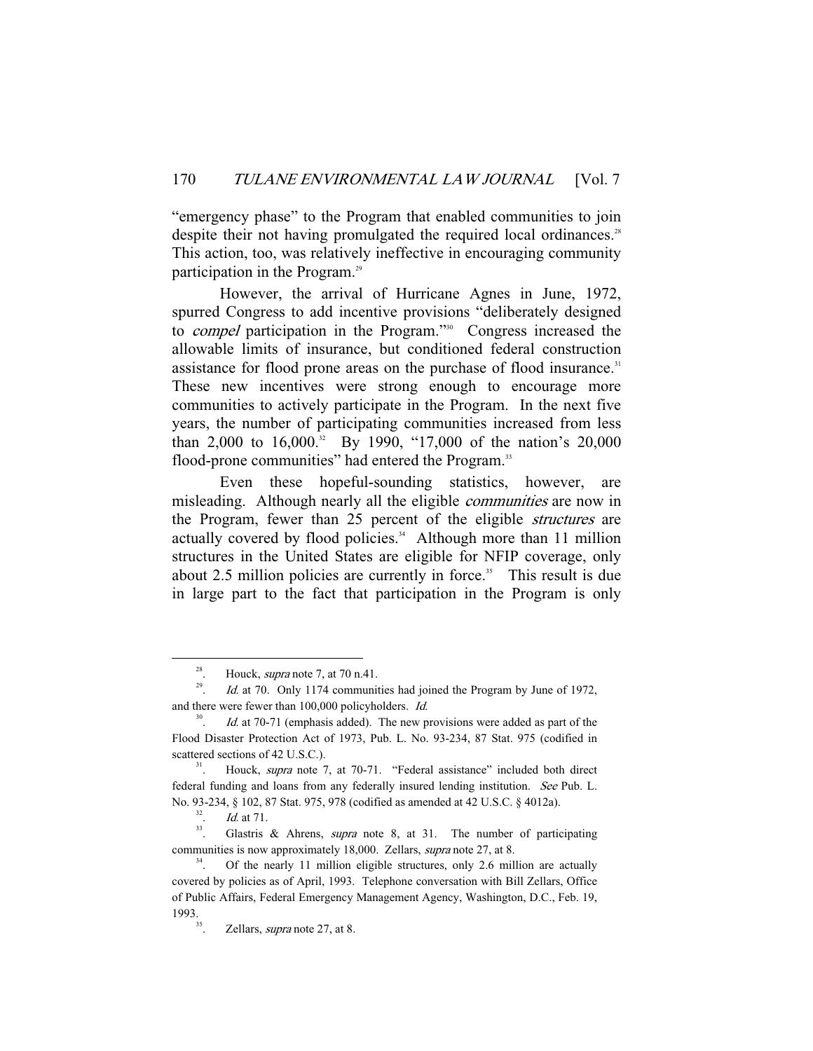"emergency phase" to the Program that enabled communities to join despite their not having promulgated the required local ordinances.[28] This action, too, was relatively ineffective in encouraging community participation in the Program.[29]

However, the arrival of Hurricane Agnes in June, 1972, spurred Congress to add incentive provisions "deliberately designed to *compel* participation in the Program."[30] Congress increased the allowable limits of insurance, but conditioned federal construction assistance for flood prone areas on the purchase of flood insurance.[31] These new incentives were strong enough to encourage more communities to actively participate in the Program. In the next five years, the number of participating communities increased from less than 2,000 to 16,000.[32] By 1990, "17,000 of the nation's 20,000 flood-prone communities" had entered the Program.[33]

Even these hopeful-sounding statistics, however, are misleading. Although nearly all the eligible *communities* are now in the Program, fewer than 25 percent of the eligible *structures* are actually covered by flood policies.[34] Although more than 11 million structures in the United States are eligible for NFIP coverage, only about 2.5 million policies are currently in force.[35] This result is due in large part to the fact that participation in the Program is only

---

28. Houck, *supra* note 7, at 70 n.41.

29. *Id.* at 70. Only 1174 communities had joined the Program by June of 1972, and there were fewer than 100,000 policyholders. *Id.*

30. *Id.* at 70-71 (emphasis added). The new provisions were added as part of the Flood Disaster Protection Act of 1973, Pub. L. No. 93-234, 87 Stat. 975 (codified in scattered sections of 42 U.S.C.).

31. Houck, *supra* note 7, at 70-71. "Federal assistance" included both direct federal funding and loans from any federally insured lending institution. *See* Pub. L. No. 93-234, § 102, 87 Stat. 975, 978 (codified as amended at 42 U.S.C. § 4012a).

32. *Id.* at 71.

33. Glastris & Ahrens, *supra* note 8, at 31. The number of participating communities is now approximately 18,000. Zellars, *supra* note 27, at 8.

34. Of the nearly 11 million eligible structures, only 2.6 million are actually covered by policies as of April, 1993. Telephone conversation with Bill Zellars, Office of Public Affairs, Federal Emergency Management Agency, Washington, D.C., Feb. 19, 1993.

35. Zellars, *supra* note 27, at 8.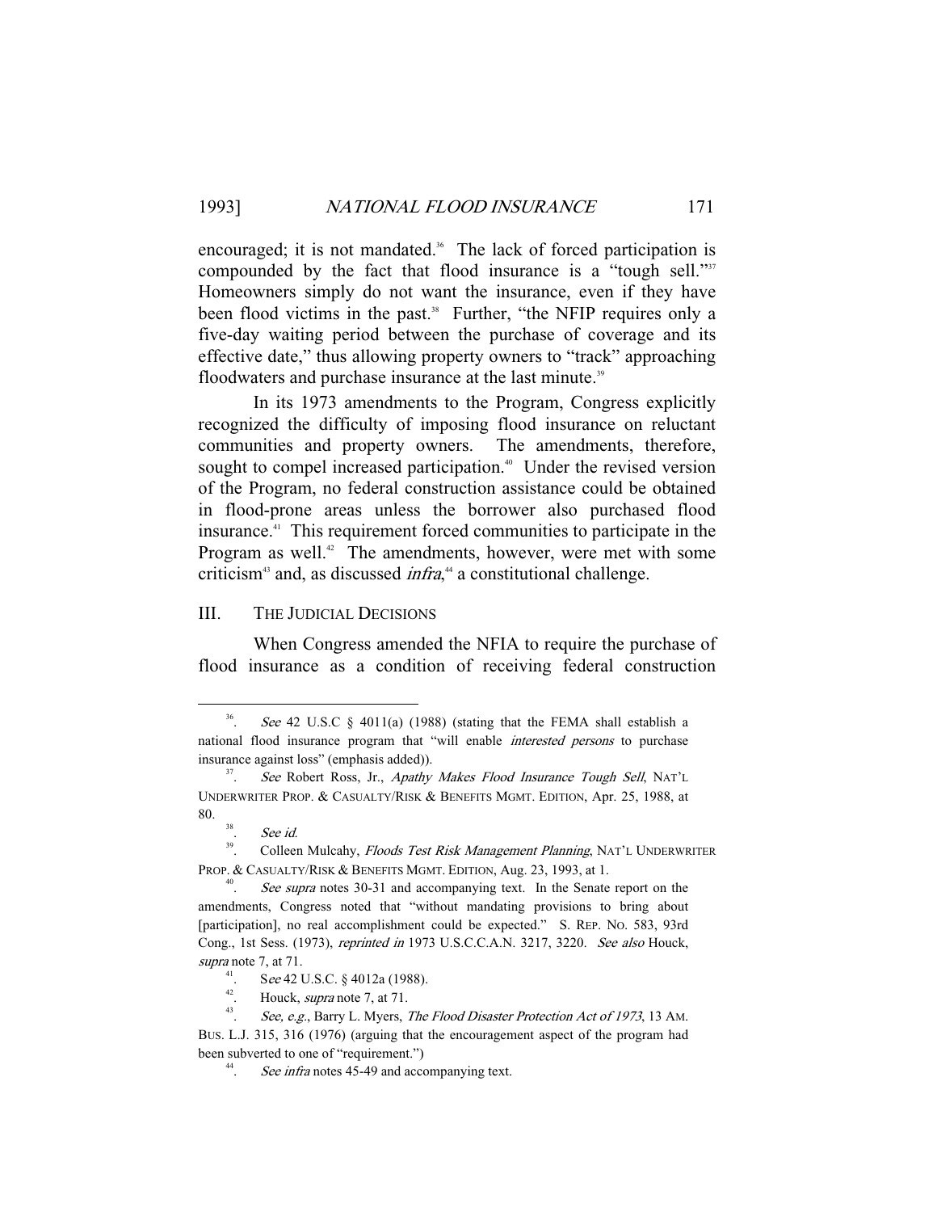encouraged; it is not mandated.[36] The lack of forced participation is compounded by the fact that flood insurance is a "tough sell."[37] Homeowners simply do not want the insurance, even if they have been flood victims in the past.[38] Further, "the NFIP requires only a five-day waiting period between the purchase of coverage and its effective date," thus allowing property owners to "track" approaching floodwaters and purchase insurance at the last minute.[39]

In its 1973 amendments to the Program, Congress explicitly recognized the difficulty of imposing flood insurance on reluctant communities and property owners. The amendments, therefore, sought to compel increased participation.[40] Under the revised version of the Program, no federal construction assistance could be obtained in flood-prone areas unless the borrower also purchased flood insurance.[41] This requirement forced communities to participate in the Program as well.[42] The amendments, however, were met with some criticism[43] and, as discussed *infra*,[44] a constitutional challenge.

## III. THE JUDICIAL DECISIONS

When Congress amended the NFIA to require the purchase of flood insurance as a condition of receiving federal construction

---

[36]. *See* 42 U.S.C § 4011(a) (1988) (stating that the FEMA shall establish a national flood insurance program that "will enable *interested persons* to purchase insurance against loss" (emphasis added)).

[37]. *See* Robert Ross, Jr., *Apathy Makes Flood Insurance Tough Sell*, NAT'L UNDERWRITER PROP. & CASUALTY/RISK & BENEFITS MGMT. EDITION, Apr. 25, 1988, at 80.

[38]. *See id.*

[39]. Colleen Mulcahy, *Floods Test Risk Management Planning*, NAT'L UNDERWRITER PROP. & CASUALTY/RISK & BENEFITS MGMT. EDITION, Aug. 23, 1993, at 1.

[40]. *See supra* notes 30-31 and accompanying text. In the Senate report on the amendments, Congress noted that "without mandating provisions to bring about [participation], no real accomplishment could be expected." S. REP. NO. 583, 93rd Cong., 1st Sess. (1973), *reprinted in* 1973 U.S.C.C.A.N. 3217, 3220. *See also* Houck, *supra* note 7, at 71.

[41]. S*ee* 42 U.S.C. § 4012a (1988).

[42]. Houck, *supra* note 7, at 71.

[43]. *See, e.g.*, Barry L. Myers, *The Flood Disaster Protection Act of 1973*, 13 AM. BUS. L.J. 315, 316 (1976) (arguing that the encouragement aspect of the program had been subverted to one of "requirement.")

[44]. *See infra* notes 45-49 and accompanying text.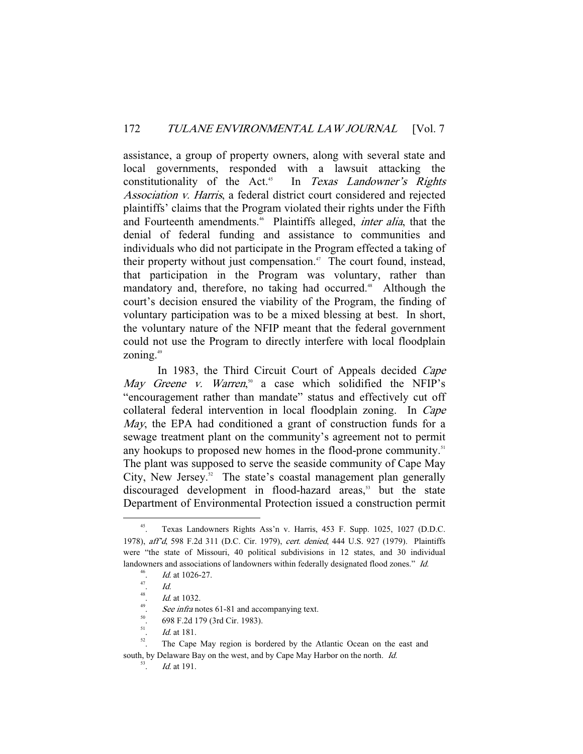assistance, a group of property owners, along with several state and local governments, responded with a lawsuit attacking the constitutionality of the Act.[45] In *Texas Landowner's Rights Association v. Harris*, a federal district court considered and rejected plaintiffs' claims that the Program violated their rights under the Fifth and Fourteenth amendments.[46] Plaintiffs alleged, *inter alia*, that the denial of federal funding and assistance to communities and individuals who did not participate in the Program effected a taking of their property without just compensation.[47] The court found, instead, that participation in the Program was voluntary, rather than mandatory and, therefore, no taking had occurred.[48] Although the court's decision ensured the viability of the Program, the finding of voluntary participation was to be a mixed blessing at best. In short, the voluntary nature of the NFIP meant that the federal government could not use the Program to directly interfere with local floodplain zoning.[49]

In 1983, the Third Circuit Court of Appeals decided *Cape May Greene v. Warren*,[50] a case which solidified the NFIP's "encouragement rather than mandate" status and effectively cut off collateral federal intervention in local floodplain zoning. In *Cape May*, the EPA had conditioned a grant of construction funds for a sewage treatment plant on the community's agreement not to permit any hookups to proposed new homes in the flood-prone community.[51] The plant was supposed to serve the seaside community of Cape May City, New Jersey.[52] The state's coastal management plan generally discouraged development in flood-hazard areas,[53] but the state Department of Environmental Protection issued a construction permit

---

45. Texas Landowners Rights Ass'n v. Harris, 453 F. Supp. 1025, 1027 (D.D.C. 1978), *aff'd*, 598 F.2d 311 (D.C. Cir. 1979), *cert. denied*, 444 U.S. 927 (1979). Plaintiffs were "the state of Missouri, 40 political subdivisions in 12 states, and 30 individual landowners and associations of landowners within federally designated flood zones." *Id.*

46. *Id.* at 1026-27.

47. *Id.*

48. *Id.* at 1032.

49. *See infra* notes 61-81 and accompanying text.

50. 698 F.2d 179 (3rd Cir. 1983).

51. *Id.* at 181.

52. The Cape May region is bordered by the Atlantic Ocean on the east and south, by Delaware Bay on the west, and by Cape May Harbor on the north. *Id.*

53. *Id.* at 191.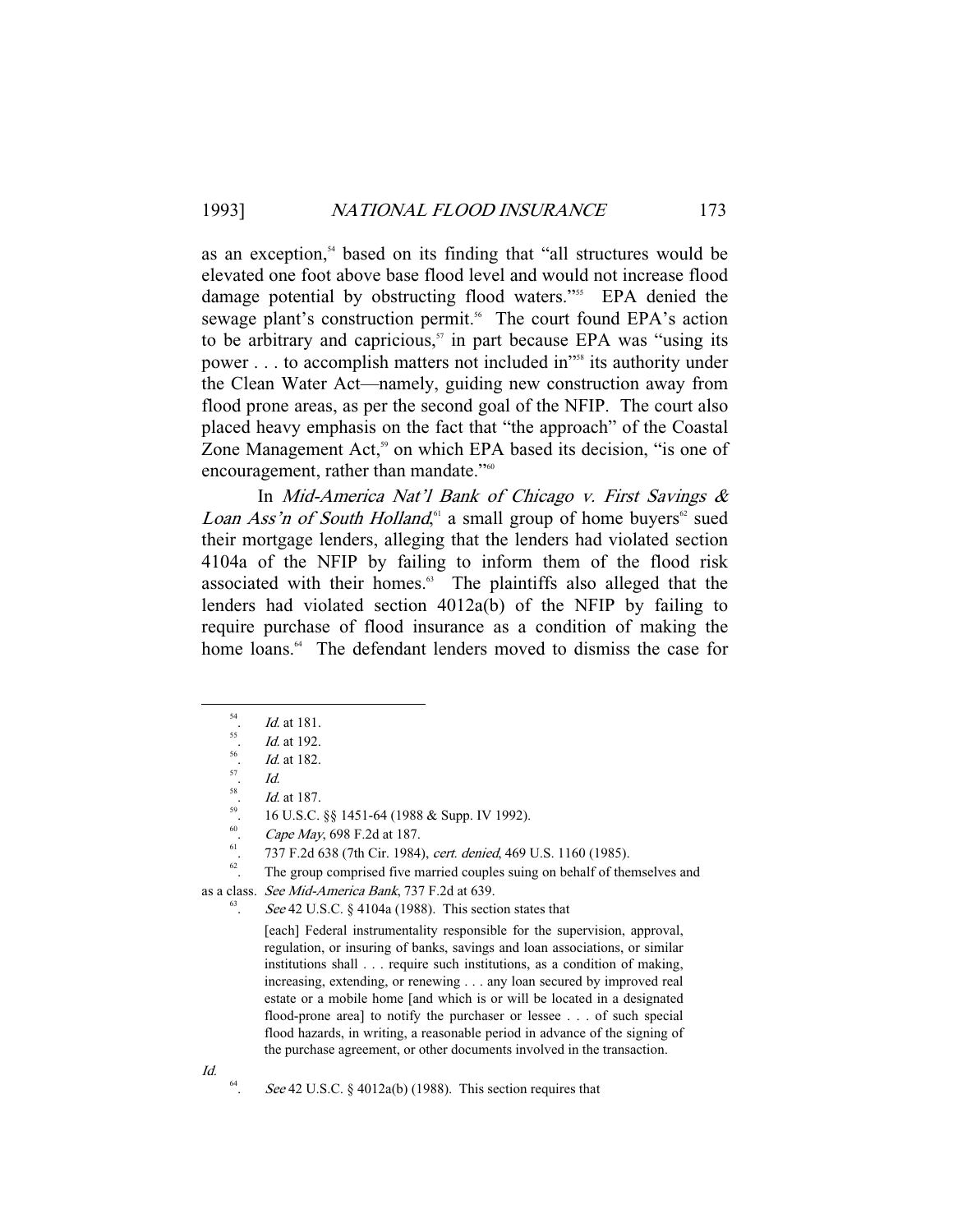as an exception,[54] based on its finding that "all structures would be elevated one foot above base flood level and would not increase flood damage potential by obstructing flood waters."[55] EPA denied the sewage plant's construction permit.[56] The court found EPA's action to be arbitrary and capricious,[57] in part because EPA was "using its power . . . to accomplish matters not included in"[58] its authority under the Clean Water Act—namely, guiding new construction away from flood prone areas, as per the second goal of the NFIP. The court also placed heavy emphasis on the fact that "the approach" of the Coastal Zone Management Act,[59] on which EPA based its decision, "is one of encouragement, rather than mandate."[60]

In *Mid-America Nat'l Bank of Chicago v. First Savings & Loan Ass'n of South Holland*,[61] a small group of home buyers[62] sued their mortgage lenders, alleging that the lenders had violated section 4104a of the NFIP by failing to inform them of the flood risk associated with their homes.[63] The plaintiffs also alleged that the lenders had violated section 4012a(b) of the NFIP by failing to require purchase of flood insurance as a condition of making the home loans.[64] The defendant lenders moved to dismiss the case for

---

54. *Id.* at 181.

55. *Id.* at 192.

56. *Id.* at 182.

57. *Id.*

58. *Id.* at 187.

59. 16 U.S.C. §§ 1451-64 (1988 & Supp. IV 1992).

60. *Cape May*, 698 F.2d at 187.

61. 737 F.2d 638 (7th Cir. 1984), *cert. denied*, 469 U.S. 1160 (1985).

62. The group comprised five married couples suing on behalf of themselves and as a class. *See Mid-America Bank*, 737 F.2d at 639.

63. *See* 42 U.S.C. § 4104a (1988). This section states that

> [each] Federal instrumentality responsible for the supervision, approval, regulation, or insuring of banks, savings and loan associations, or similar institutions shall . . . require such institutions, as a condition of making, increasing, extending, or renewing . . . any loan secured by improved real estate or a mobile home [and which is or will be located in a designated flood-prone area] to notify the purchaser or lessee . . . of such special flood hazards, in writing, a reasonable period in advance of the signing of the purchase agreement, or other documents involved in the transaction.

*Id.*

64. *See* 42 U.S.C. § 4012a(b) (1988). This section requires that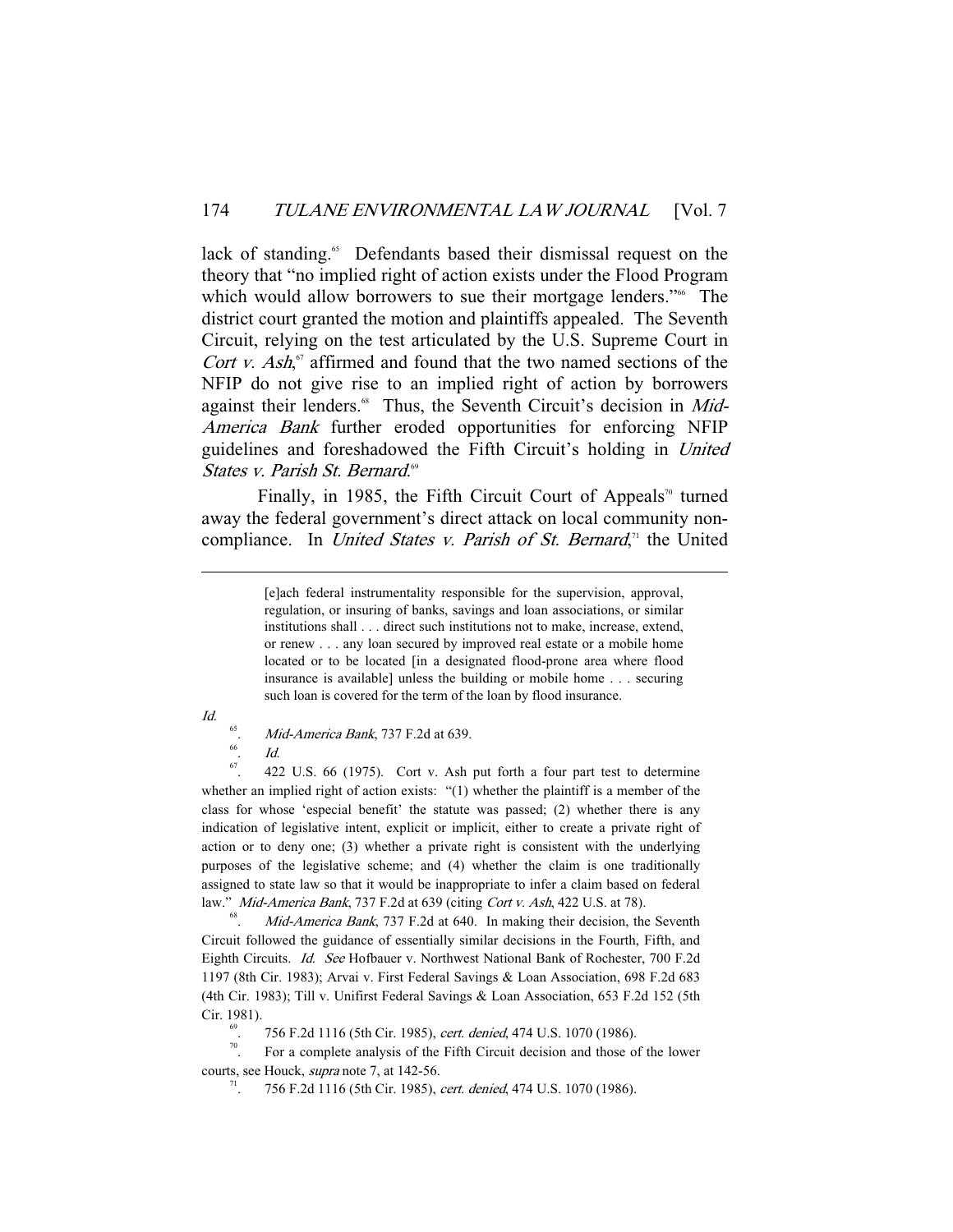lack of standing.[65] Defendants based their dismissal request on the theory that "no implied right of action exists under the Flood Program which would allow borrowers to sue their mortgage lenders."[66] The district court granted the motion and plaintiffs appealed. The Seventh Circuit, relying on the test articulated by the U.S. Supreme Court in *Cort v. Ash*,[67] affirmed and found that the two named sections of the NFIP do not give rise to an implied right of action by borrowers against their lenders.[68] Thus, the Seventh Circuit's decision in *Mid-America Bank* further eroded opportunities for enforcing NFIP guidelines and foreshadowed the Fifth Circuit's holding in *United States v. Parish St. Bernard*.[69]

Finally, in 1985, the Fifth Circuit Court of Appeals[70] turned away the federal government's direct attack on local community non-compliance. In *United States v. Parish of St. Bernard*,[71] the United

---

> [e]ach federal instrumentality responsible for the supervision, approval, regulation, or insuring of banks, savings and loan associations, or similar institutions shall . . . direct such institutions not to make, increase, extend, or renew . . . any loan secured by improved real estate or a mobile home located or to be located [in a designated flood-prone area where flood insurance is available] unless the building or mobile home . . . securing such loan is covered for the term of the loan by flood insurance.

*Id.*

65. *Mid-America Bank*, 737 F.2d at 639.

66. *Id.*

67. 422 U.S. 66 (1975). Cort v. Ash put forth a four part test to determine whether an implied right of action exists: "(1) whether the plaintiff is a member of the class for whose 'especial benefit' the statute was passed; (2) whether there is any indication of legislative intent, explicit or implicit, either to create a private right of action or to deny one; (3) whether a private right is consistent with the underlying purposes of the legislative scheme; and (4) whether the claim is one traditionally assigned to state law so that it would be inappropriate to infer a claim based on federal law." *Mid-America Bank*, 737 F.2d at 639 (citing *Cort v. Ash*, 422 U.S. at 78).

68. *Mid-America Bank*, 737 F.2d at 640. In making their decision, the Seventh Circuit followed the guidance of essentially similar decisions in the Fourth, Fifth, and Eighth Circuits. *Id.* *See* Hofbauer v. Northwest National Bank of Rochester, 700 F.2d 1197 (8th Cir. 1983); Arvai v. First Federal Savings & Loan Association, 698 F.2d 683 (4th Cir. 1983); Till v. Unifirst Federal Savings & Loan Association, 653 F.2d 152 (5th Cir. 1981).

69. 756 F.2d 1116 (5th Cir. 1985), *cert. denied*, 474 U.S. 1070 (1986).

70. For a complete analysis of the Fifth Circuit decision and those of the lower courts, see Houck, *supra* note 7, at 142-56.

71. 756 F.2d 1116 (5th Cir. 1985), *cert. denied*, 474 U.S. 1070 (1986).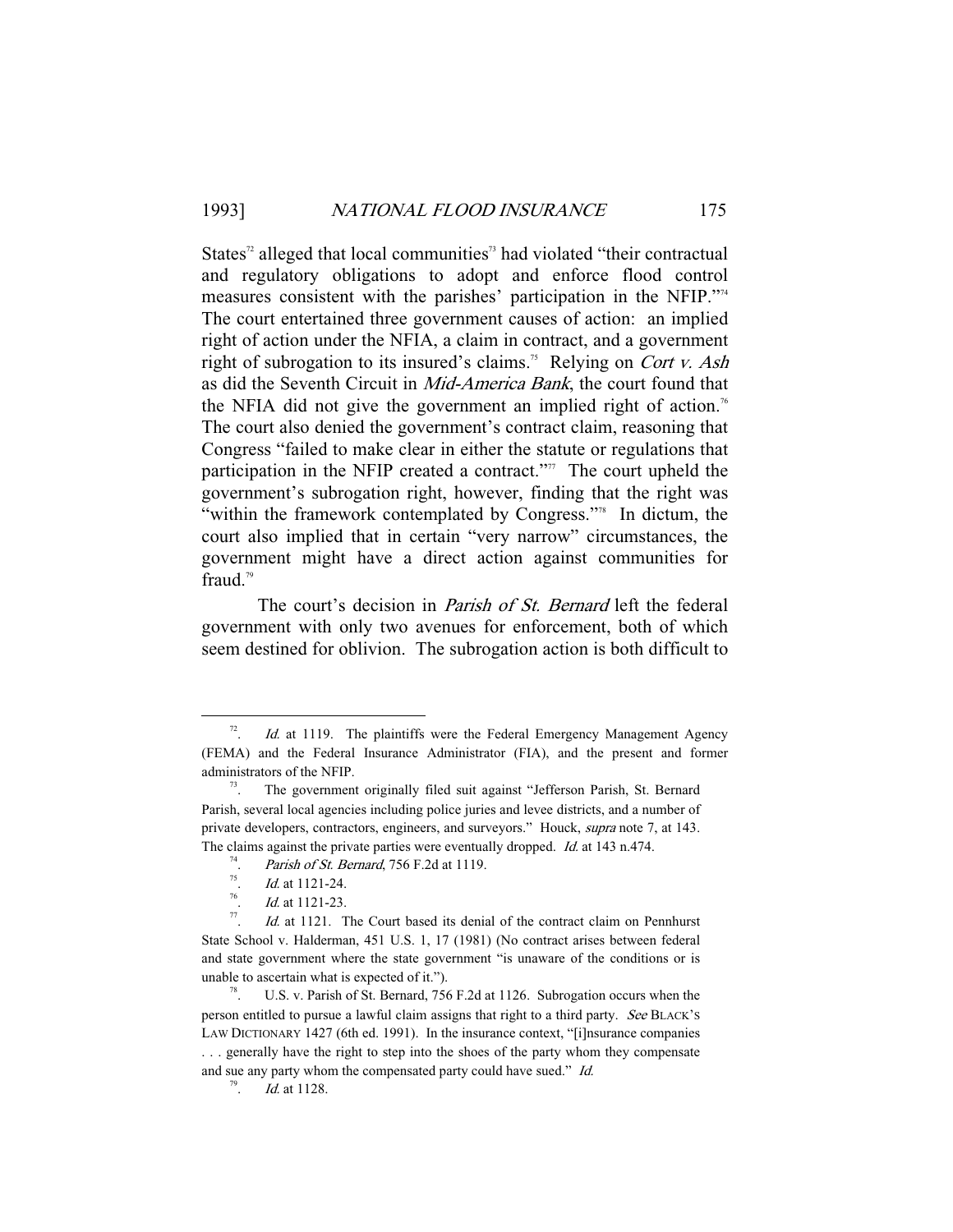States[72] alleged that local communities[73] had violated "their contractual and regulatory obligations to adopt and enforce flood control measures consistent with the parishes' participation in the NFIP."[74] The court entertained three government causes of action: an implied right of action under the NFIA, a claim in contract, and a government right of subrogation to its insured's claims.[75] Relying on *Cort v. Ash* as did the Seventh Circuit in *Mid-America Bank*, the court found that the NFIA did not give the government an implied right of action.[76] The court also denied the government's contract claim, reasoning that Congress "failed to make clear in either the statute or regulations that participation in the NFIP created a contract."[77] The court upheld the government's subrogation right, however, finding that the right was "within the framework contemplated by Congress."[78] In dictum, the court also implied that in certain "very narrow" circumstances, the government might have a direct action against communities for fraud.[79]

The court's decision in *Parish of St. Bernard* left the federal government with only two avenues for enforcement, both of which seem destined for oblivion. The subrogation action is both difficult to

---

[72]. *Id.* at 1119. The plaintiffs were the Federal Emergency Management Agency (FEMA) and the Federal Insurance Administrator (FIA), and the present and former administrators of the NFIP.

[73]. The government originally filed suit against "Jefferson Parish, St. Bernard Parish, several local agencies including police juries and levee districts, and a number of private developers, contractors, engineers, and surveyors." Houck, *supra* note 7, at 143. The claims against the private parties were eventually dropped. *Id.* at 143 n.474.

[74]. *Parish of St. Bernard*, 756 F.2d at 1119.

[75]. *Id.* at 1121-24.

[76]. *Id.* at 1121-23.

[77]. *Id.* at 1121. The Court based its denial of the contract claim on Pennhurst State School v. Halderman, 451 U.S. 1, 17 (1981) (No contract arises between federal and state government where the state government "is unaware of the conditions or is unable to ascertain what is expected of it.").

[78]. U.S. v. Parish of St. Bernard, 756 F.2d at 1126. Subrogation occurs when the person entitled to pursue a lawful claim assigns that right to a third party. *See* BLACK'S LAW DICTIONARY 1427 (6th ed. 1991). In the insurance context, "[i]nsurance companies . . . generally have the right to step into the shoes of the party whom they compensate and sue any party whom the compensated party could have sued." *Id.*

[79]. *Id.* at 1128.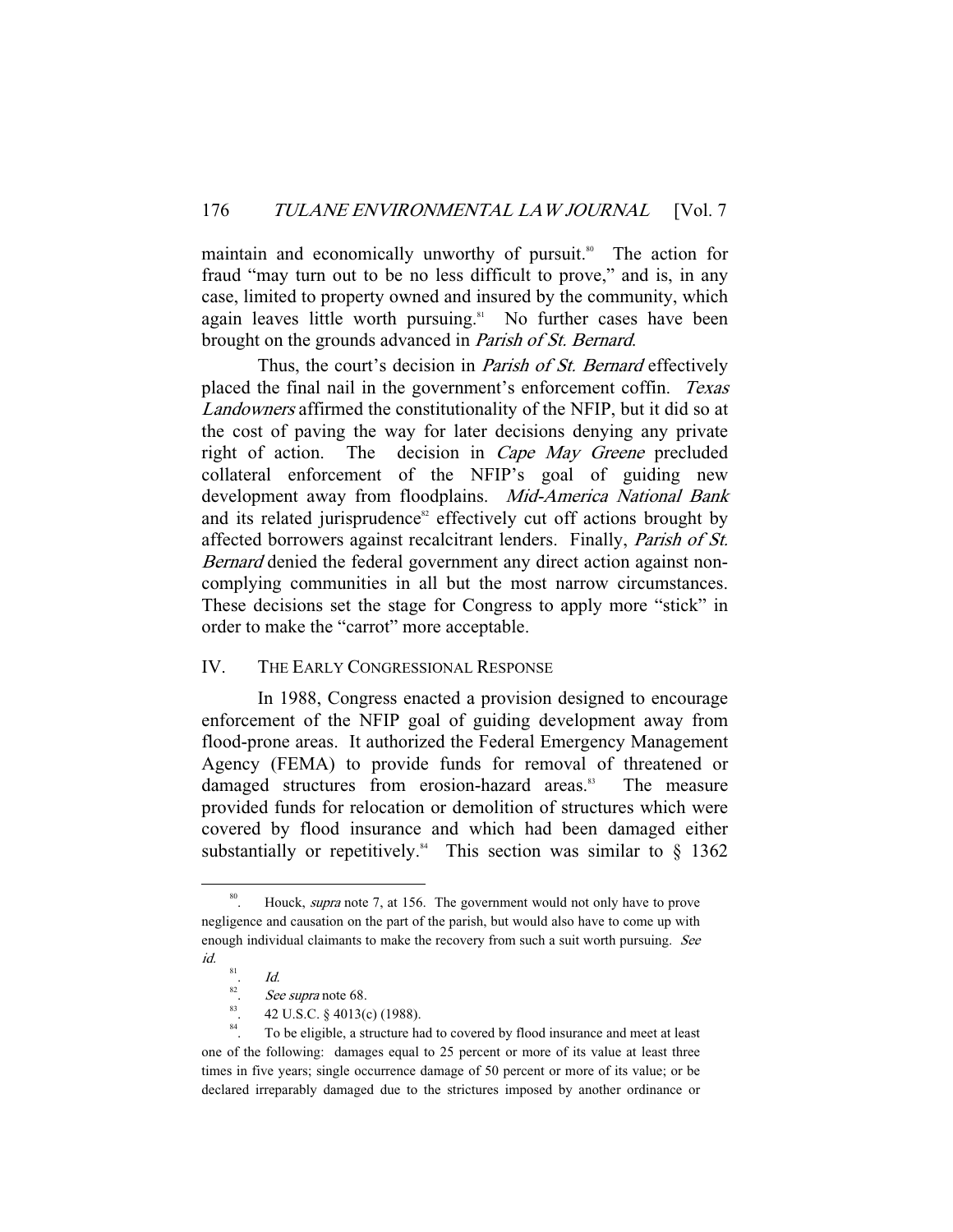maintain and economically unworthy of pursuit.[80] The action for fraud "may turn out to be no less difficult to prove," and is, in any case, limited to property owned and insured by the community, which again leaves little worth pursuing.[81] No further cases have been brought on the grounds advanced in *Parish of St. Bernard*.

Thus, the court's decision in *Parish of St. Bernard* effectively placed the final nail in the government's enforcement coffin. *Texas Landowners* affirmed the constitutionality of the NFIP, but it did so at the cost of paving the way for later decisions denying any private right of action. The decision in *Cape May Greene* precluded collateral enforcement of the NFIP's goal of guiding new development away from floodplains. *Mid-America National Bank* and its related jurisprudence[82] effectively cut off actions brought by affected borrowers against recalcitrant lenders. Finally, *Parish of St. Bernard* denied the federal government any direct action against non-complying communities in all but the most narrow circumstances. These decisions set the stage for Congress to apply more "stick" in order to make the "carrot" more acceptable.

## IV. THE EARLY CONGRESSIONAL RESPONSE

In 1988, Congress enacted a provision designed to encourage enforcement of the NFIP goal of guiding development away from flood-prone areas. It authorized the Federal Emergency Management Agency (FEMA) to provide funds for removal of threatened or damaged structures from erosion-hazard areas.[83] The measure provided funds for relocation or demolition of structures which were covered by flood insurance and which had been damaged either substantially or repetitively.[84] This section was similar to § 1362

---

80. Houck, *supra* note 7, at 156. The government would not only have to prove negligence and causation on the part of the parish, but would also have to come up with enough individual claimants to make the recovery from such a suit worth pursuing. *See id.*

81. *Id.*

82. *See supra* note 68.

83. 42 U.S.C. § 4013(c) (1988).

84. To be eligible, a structure had to covered by flood insurance and meet at least one of the following: damages equal to 25 percent or more of its value at least three times in five years; single occurrence damage of 50 percent or more of its value; or be declared irreparably damaged due to the strictures imposed by another ordinance or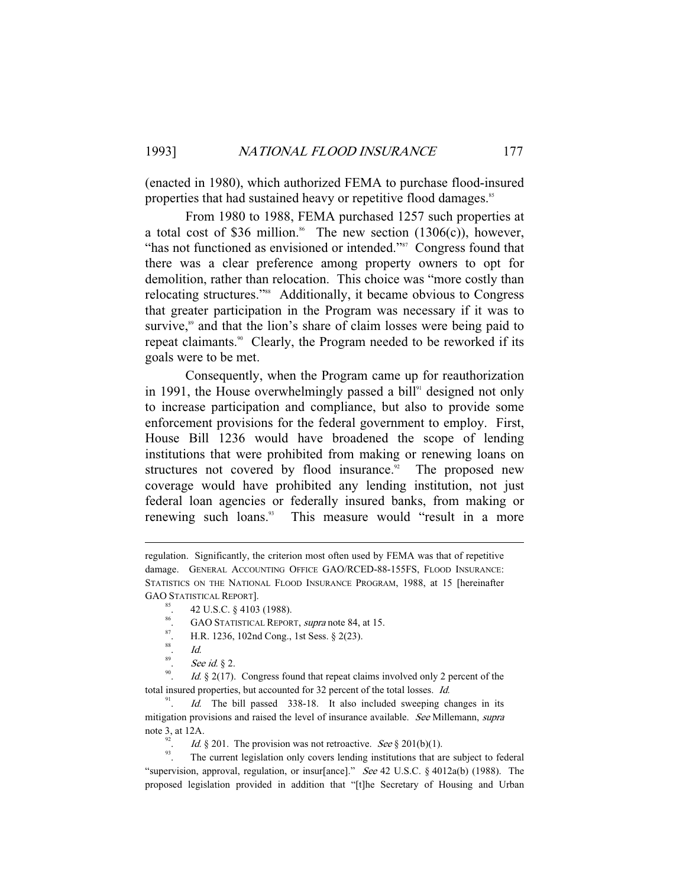(enacted in 1980), which authorized FEMA to purchase flood-insured properties that had sustained heavy or repetitive flood damages.[85]

From 1980 to 1988, FEMA purchased 1257 such properties at a total cost of $36 million.[86] The new section (1306(c)), however, "has not functioned as envisioned or intended."[87] Congress found that there was a clear preference among property owners to opt for demolition, rather than relocation. This choice was "more costly than relocating structures."[88] Additionally, it became obvious to Congress that greater participation in the Program was necessary if it was to survive,[89] and that the lion's share of claim losses were being paid to repeat claimants.[90] Clearly, the Program needed to be reworked if its goals were to be met.

Consequently, when the Program came up for reauthorization in 1991, the House overwhelmingly passed a bill[91] designed not only to increase participation and compliance, but also to provide some enforcement provisions for the federal government to employ. First, House Bill 1236 would have broadened the scope of lending institutions that were prohibited from making or renewing loans on structures not covered by flood insurance.[92] The proposed new coverage would have prohibited any lending institution, not just federal loan agencies or federally insured banks, from making or renewing such loans.[93] This measure would "result in a more

---

regulation. Significantly, the criterion most often used by FEMA was that of repetitive damage. GENERAL ACCOUNTING OFFICE GAO/RCED-88-155FS, FLOOD INSURANCE: STATISTICS ON THE NATIONAL FLOOD INSURANCE PROGRAM, 1988, at 15 [hereinafter GAO STATISTICAL REPORT].

[85]. 42 U.S.C. § 4103 (1988).

[86]. GAO STATISTICAL REPORT, *supra* note 84, at 15.

[87]. H.R. 1236, 102nd Cong., 1st Sess. § 2(23).

[88]. *Id.*

[89]. *See id.* § 2.

[90]. *Id.* § 2(17). Congress found that repeat claims involved only 2 percent of the total insured properties, but accounted for 32 percent of the total losses. *Id.*

[91]. *Id.* The bill passed 338-18. It also included sweeping changes in its mitigation provisions and raised the level of insurance available. *See* Millemann, *supra* note 3, at 12A.

[92]. *Id.* § 201. The provision was not retroactive. *See* § 201(b)(1).

[93]. The current legislation only covers lending institutions that are subject to federal "supervision, approval, regulation, or insur[ance]." *See* 42 U.S.C. § 4012a(b) (1988). The proposed legislation provided in addition that "[t]he Secretary of Housing and Urban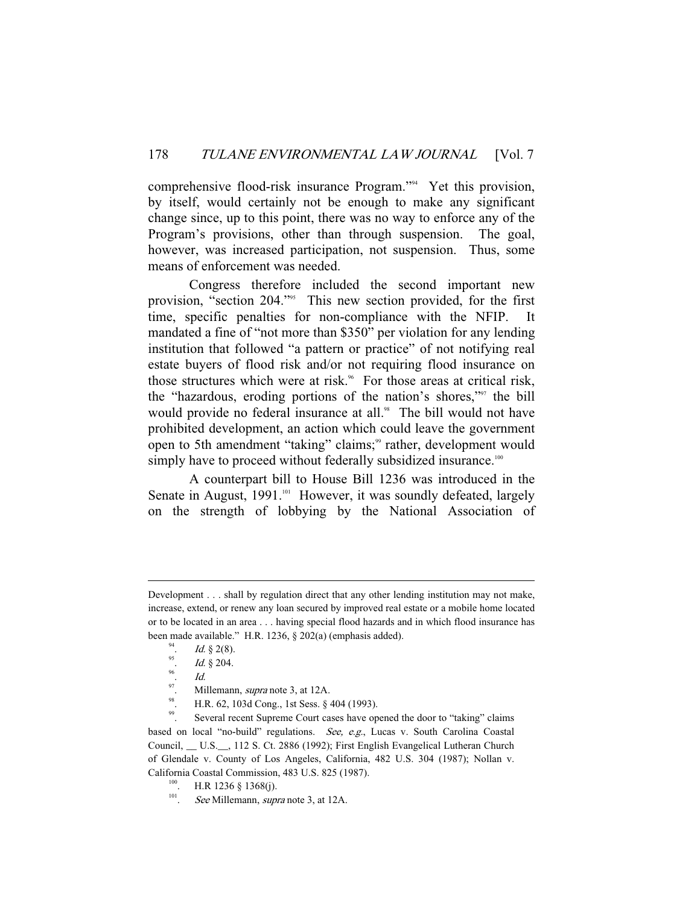comprehensive flood-risk insurance Program."[94] Yet this provision, by itself, would certainly not be enough to make any significant change since, up to this point, there was no way to enforce any of the Program's provisions, other than through suspension. The goal, however, was increased participation, not suspension. Thus, some means of enforcement was needed.

Congress therefore included the second important new provision, "section 204."[95] This new section provided, for the first time, specific penalties for non-compliance with the NFIP. It mandated a fine of "not more than $350" per violation for any lending institution that followed "a pattern or practice" of not notifying real estate buyers of flood risk and/or not requiring flood insurance on those structures which were at risk.[96] For those areas at critical risk, the "hazardous, eroding portions of the nation's shores,"[97] the bill would provide no federal insurance at all.[98] The bill would not have prohibited development, an action which could leave the government open to 5th amendment "taking" claims;[99] rather, development would simply have to proceed without federally subsidized insurance.[100]

A counterpart bill to House Bill 1236 was introduced in the Senate in August, 1991.[101] However, it was soundly defeated, largely on the strength of lobbying by the National Association of

---

Development . . . shall by regulation direct that any other lending institution may not make, increase, extend, or renew any loan secured by improved real estate or a mobile home located or to be located in an area . . . having special flood hazards and in which flood insurance has been made available." H.R. 1236, § 202(a) (emphasis added).

94. *Id.* § 2(8).

95. *Id.* § 204.

96. *Id.*

97. Millemann, *supra* note 3, at 12A.

98. H.R. 62, 103d Cong., 1st Sess. § 404 (1993).

99. Several recent Supreme Court cases have opened the door to "taking" claims based on local "no-build" regulations. *See, e.g.*, Lucas v. South Carolina Coastal Council, __ U.S.__, 112 S. Ct. 2886 (1992); First English Evangelical Lutheran Church of Glendale v. County of Los Angeles, California, 482 U.S. 304 (1987); Nollan v. California Coastal Commission, 483 U.S. 825 (1987).

100. H.R 1236 § 1368(j).

101. *See* Millemann, *supra* note 3, at 12A.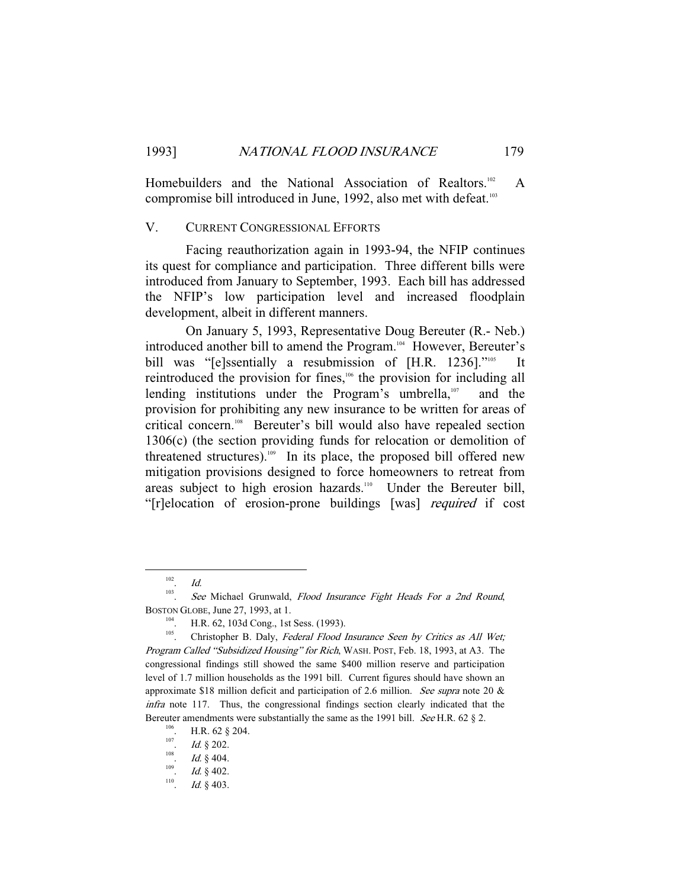Homebuilders and the National Association of Realtors.[102] A compromise bill introduced in June, 1992, also met with defeat.[103]

## V. Current Congressional Efforts

Facing reauthorization again in 1993-94, the NFIP continues its quest for compliance and participation. Three different bills were introduced from January to September, 1993. Each bill has addressed the NFIP's low participation level and increased floodplain development, albeit in different manners.

On January 5, 1993, Representative Doug Bereuter (R.- Neb.) introduced another bill to amend the Program.[104] However, Bereuter's bill was "[e]ssentially a resubmission of [H.R. 1236]."[105] It reintroduced the provision for fines,[106] the provision for including all lending institutions under the Program's umbrella,[107] and the provision for prohibiting any new insurance to be written for areas of critical concern.[108] Bereuter's bill would also have repealed section 1306(c) (the section providing funds for relocation or demolition of threatened structures).[109] In its place, the proposed bill offered new mitigation provisions designed to force homeowners to retreat from areas subject to high erosion hazards.[110] Under the Bereuter bill, "[r]elocation of erosion-prone buildings [was] *required* if cost

---

[102]. *Id.*

[103]. *See* Michael Grunwald, *Flood Insurance Fight Heads For a 2nd Round*, Boston Globe, June 27, 1993, at 1.

[104]. H.R. 62, 103d Cong., 1st Sess. (1993).

[105]. Christopher B. Daly, *Federal Flood Insurance Seen by Critics as All Wet; Program Called "Subsidized Housing" for Rich*, Wash. Post, Feb. 18, 1993, at A3. The congressional findings still showed the same $400 million reserve and participation level of 1.7 million households as the 1991 bill. Current figures should have shown an approximate $18 million deficit and participation of 2.6 million. *See supra* note 20 & *infra* note 117. Thus, the congressional findings section clearly indicated that the Bereuter amendments were substantially the same as the 1991 bill. *See* H.R. 62 § 2.

[106]. H.R. 62 § 204.

[107]. *Id.* § 202.

[108]. *Id.* § 404.

[109]. *Id.* § 402.

[110]. *Id.* § 403.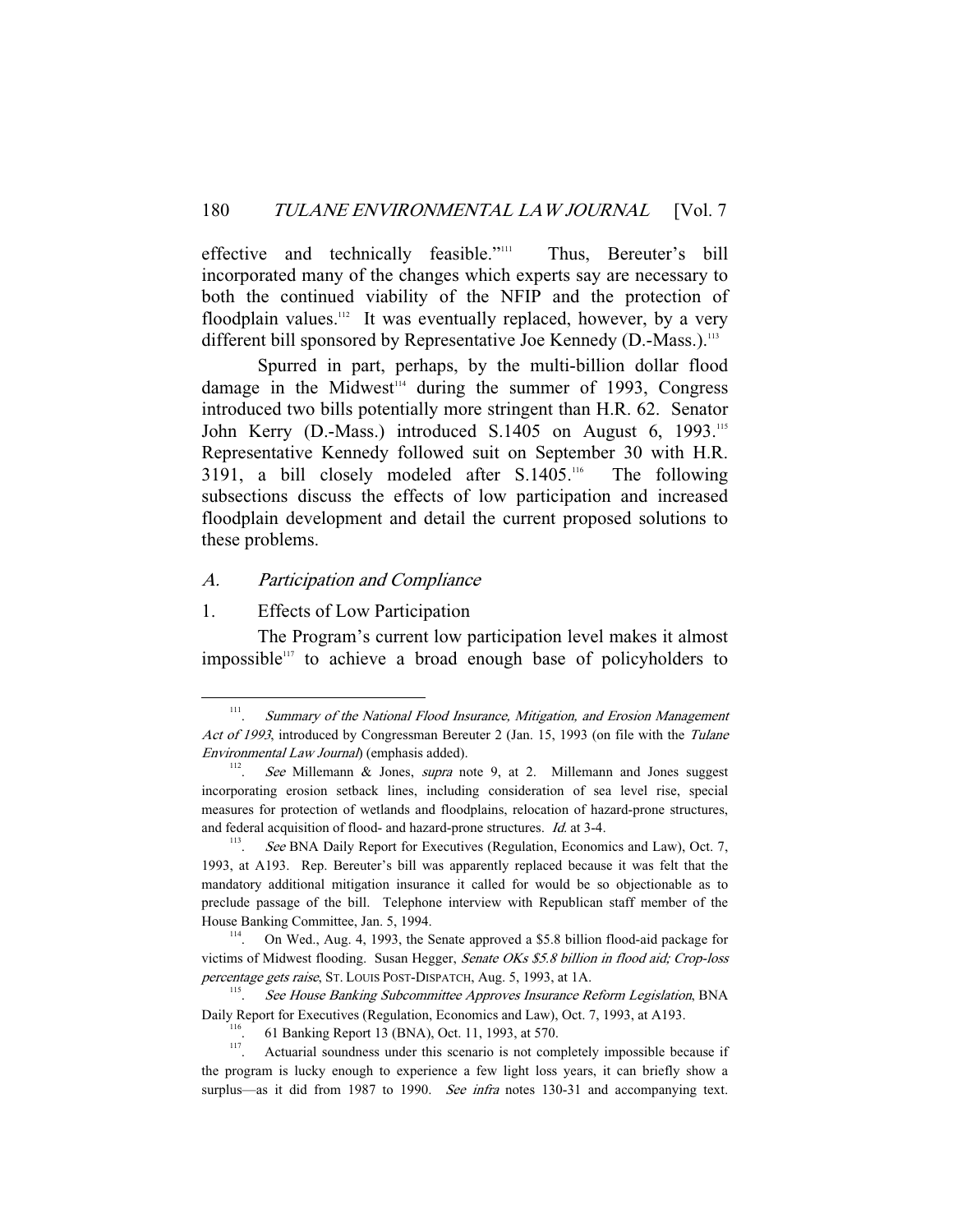effective and technically feasible."[111] Thus, Bereuter's bill incorporated many of the changes which experts say are necessary to both the continued viability of the NFIP and the protection of floodplain values.[112] It was eventually replaced, however, by a very different bill sponsored by Representative Joe Kennedy (D.-Mass.).[113]

Spurred in part, perhaps, by the multi-billion dollar flood damage in the Midwest[114] during the summer of 1993, Congress introduced two bills potentially more stringent than H.R. 62. Senator John Kerry (D.-Mass.) introduced S.1405 on August 6, 1993.[115] Representative Kennedy followed suit on September 30 with H.R. 3191, a bill closely modeled after S.1405.[116] The following subsections discuss the effects of low participation and increased floodplain development and detail the current proposed solutions to these problems.

### *A. Participation and Compliance*

#### 1. Effects of Low Participation

The Program's current low participation level makes it almost impossible[117] to achieve a broad enough base of policyholders to

---

111. *Summary of the National Flood Insurance, Mitigation, and Erosion Management Act of 1993*, introduced by Congressman Bereuter 2 (Jan. 15, 1993 (on file with the *Tulane Environmental Law Journal*) (emphasis added).

112. *See* Millemann & Jones, *supra* note 9, at 2. Millemann and Jones suggest incorporating erosion setback lines, including consideration of sea level rise, special measures for protection of wetlands and floodplains, relocation of hazard-prone structures, and federal acquisition of flood- and hazard-prone structures. *Id.* at 3-4.

113. *See* BNA Daily Report for Executives (Regulation, Economics and Law), Oct. 7, 1993, at A193. Rep. Bereuter's bill was apparently replaced because it was felt that the mandatory additional mitigation insurance it called for would be so objectionable as to preclude passage of the bill. Telephone interview with Republican staff member of the House Banking Committee, Jan. 5, 1994.

114. On Wed., Aug. 4, 1993, the Senate approved a $5.8 billion flood-aid package for victims of Midwest flooding. Susan Hegger, *Senate OKs $5.8 billion in flood aid; Crop-loss percentage gets raise*, ST. LOUIS POST-DISPATCH, Aug. 5, 1993, at 1A.

115. *See House Banking Subcommittee Approves Insurance Reform Legislation*, BNA Daily Report for Executives (Regulation, Economics and Law), Oct. 7, 1993, at A193.

116. 61 Banking Report 13 (BNA), Oct. 11, 1993, at 570.

117. Actuarial soundness under this scenario is not completely impossible because if the program is lucky enough to experience a few light loss years, it can briefly show a surplus—as it did from 1987 to 1990. *See infra* notes 130-31 and accompanying text.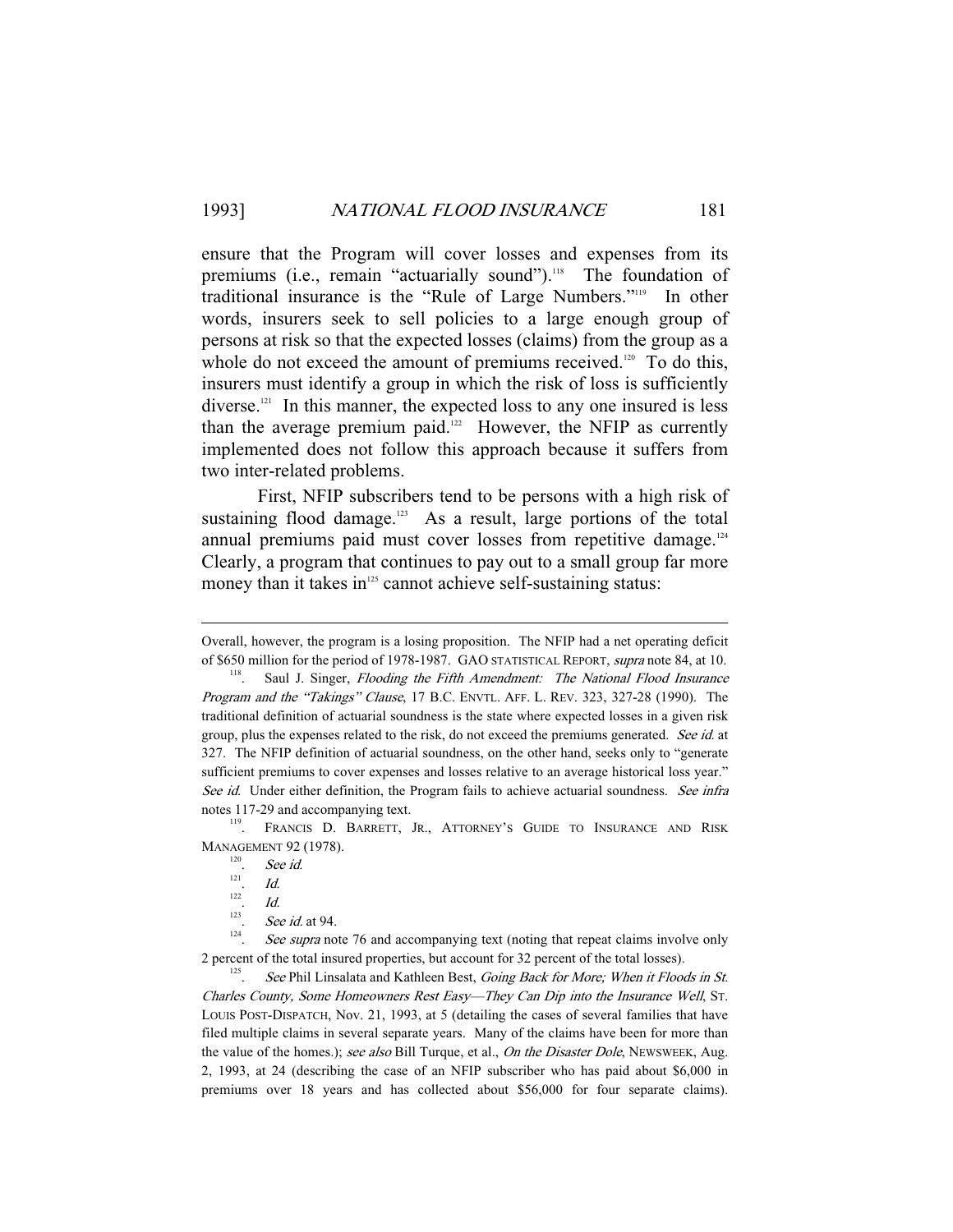ensure that the Program will cover losses and expenses from its premiums (i.e., remain "actuarially sound").[118] The foundation of traditional insurance is the "Rule of Large Numbers."[119] In other words, insurers seek to sell policies to a large enough group of persons at risk so that the expected losses (claims) from the group as a whole do not exceed the amount of premiums received.[120] To do this, insurers must identify a group in which the risk of loss is sufficiently diverse.[121] In this manner, the expected loss to any one insured is less than the average premium paid.[122] However, the NFIP as currently implemented does not follow this approach because it suffers from two inter-related problems.

First, NFIP subscribers tend to be persons with a high risk of sustaining flood damage.[123] As a result, large portions of the total annual premiums paid must cover losses from repetitive damage.[124] Clearly, a program that continues to pay out to a small group far more money than it takes in[125] cannot achieve self-sustaining status:

---

Overall, however, the program is a losing proposition. The NFIP had a net operating deficit of $650 million for the period of 1978-1987. GAO STATISTICAL REPORT, *supra* note 84, at 10.

118. Saul J. Singer, *Flooding the Fifth Amendment: The National Flood Insurance Program and the "Takings" Clause*, 17 B.C. ENVTL. AFF. L. REV. 323, 327-28 (1990). The traditional definition of actuarial soundness is the state where expected losses in a given risk group, plus the expenses related to the risk, do not exceed the premiums generated. *See id.* at 327. The NFIP definition of actuarial soundness, on the other hand, seeks only to "generate sufficient premiums to cover expenses and losses relative to an average historical loss year." *See id.* Under either definition, the Program fails to achieve actuarial soundness. *See infra* notes 117-29 and accompanying text.

119. FRANCIS D. BARRETT, JR., ATTORNEY'S GUIDE TO INSURANCE AND RISK MANAGEMENT 92 (1978).

120. *See id.*

121. *Id.*

122. *Id.*

123. *See id.* at 94.

124. *See supra* note 76 and accompanying text (noting that repeat claims involve only 2 percent of the total insured properties, but account for 32 percent of the total losses).

125. *See* Phil Linsalata and Kathleen Best, *Going Back for More; When it Floods in St. Charles County, Some Homeowners Rest Easy—They Can Dip into the Insurance Well*, ST. LOUIS POST-DISPATCH, Nov. 21, 1993, at 5 (detailing the cases of several families that have filed multiple claims in several separate years. Many of the claims have been for more than the value of the homes.); *see also* Bill Turque, et al., *On the Disaster Dole*, NEWSWEEK, Aug. 2, 1993, at 24 (describing the case of an NFIP subscriber who has paid about $6,000 in premiums over 18 years and has collected about $56,000 for four separate claims).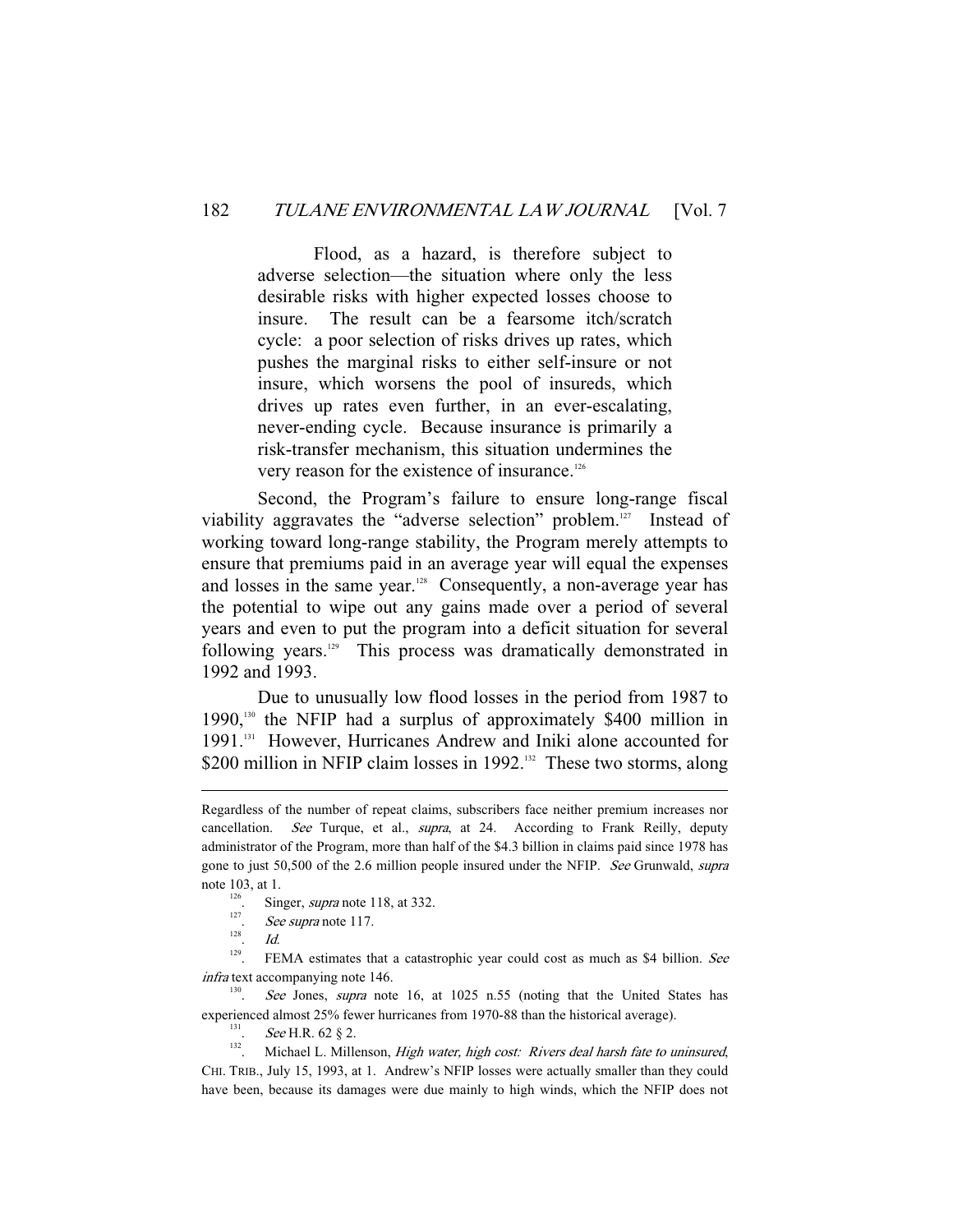> Flood, as a hazard, is therefore subject to adverse selection—the situation where only the less desirable risks with higher expected losses choose to insure. The result can be a fearsome itch/scratch cycle: a poor selection of risks drives up rates, which pushes the marginal risks to either self-insure or not insure, which worsens the pool of insureds, which drives up rates even further, in an ever-escalating, never-ending cycle. Because insurance is primarily a risk-transfer mechanism, this situation undermines the very reason for the existence of insurance.[126]

Second, the Program's failure to ensure long-range fiscal viability aggravates the "adverse selection" problem.[127] Instead of working toward long-range stability, the Program merely attempts to ensure that premiums paid in an average year will equal the expenses and losses in the same year.[128] Consequently, a non-average year has the potential to wipe out any gains made over a period of several years and even to put the program into a deficit situation for several following years.[129] This process was dramatically demonstrated in 1992 and 1993.

Due to unusually low flood losses in the period from 1987 to 1990,[130] the NFIP had a surplus of approximately $400 million in 1991.[131] However, Hurricanes Andrew and Iniki alone accounted for $200 million in NFIP claim losses in 1992.[132] These two storms, along

---

Regardless of the number of repeat claims, subscribers face neither premium increases nor cancellation. *See* Turque, et al., *supra*, at 24. According to Frank Reilly, deputy administrator of the Program, more than half of the $4.3 billion in claims paid since 1978 has gone to just 50,500 of the 2.6 million people insured under the NFIP. *See* Grunwald, *supra* note 103, at 1.

126. Singer, *supra* note 118, at 332.

127. *See supra* note 117.

128. *Id.*

129. FEMA estimates that a catastrophic year could cost as much as $4 billion. *See infra* text accompanying note 146.

130. *See* Jones, *supra* note 16, at 1025 n.55 (noting that the United States has experienced almost 25% fewer hurricanes from 1970-88 than the historical average).

131. *See* H.R. 62 § 2.

132. Michael L. Millenson, *High water, high cost: Rivers deal harsh fate to uninsured*, CHI. TRIB., July 15, 1993, at 1. Andrew's NFIP losses were actually smaller than they could have been, because its damages were due mainly to high winds, which the NFIP does not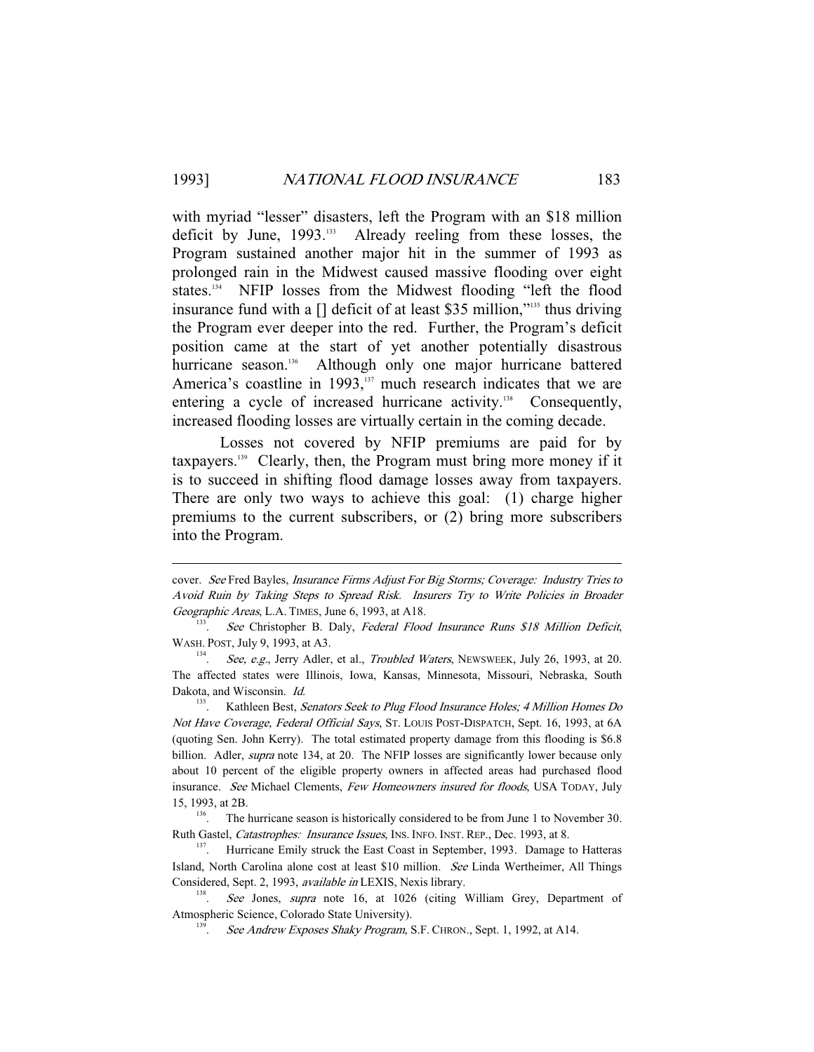with myriad "lesser" disasters, left the Program with an $18 million deficit by June, 1993.[133] Already reeling from these losses, the Program sustained another major hit in the summer of 1993 as prolonged rain in the Midwest caused massive flooding over eight states.[134] NFIP losses from the Midwest flooding "left the flood insurance fund with a [] deficit of at least $35 million,"[135] thus driving the Program ever deeper into the red. Further, the Program's deficit position came at the start of yet another potentially disastrous hurricane season.[136] Although only one major hurricane battered America's coastline in 1993,[137] much research indicates that we are entering a cycle of increased hurricane activity.[138] Consequently, increased flooding losses are virtually certain in the coming decade.

Losses not covered by NFIP premiums are paid for by taxpayers.[139] Clearly, then, the Program must bring more money if it is to succeed in shifting flood damage losses away from taxpayers. There are only two ways to achieve this goal: (1) charge higher premiums to the current subscribers, or (2) bring more subscribers into the Program.

---

cover. *See* Fred Bayles, *Insurance Firms Adjust For Big Storms; Coverage: Industry Tries to Avoid Ruin by Taking Steps to Spread Risk. Insurers Try to Write Policies in Broader Geographic Areas*, L.A. TIMES, June 6, 1993, at A18.

133. *See* Christopher B. Daly, *Federal Flood Insurance Runs $18 Million Deficit*, WASH. POST, July 9, 1993, at A3.

134. *See, e.g.*, Jerry Adler, et al., *Troubled Waters*, NEWSWEEK, July 26, 1993, at 20. The affected states were Illinois, Iowa, Kansas, Minnesota, Missouri, Nebraska, South Dakota, and Wisconsin. *Id.*

135. Kathleen Best, *Senators Seek to Plug Flood Insurance Holes; 4 Million Homes Do Not Have Coverage, Federal Official Says*, ST. LOUIS POST-DISPATCH, Sept. 16, 1993, at 6A (quoting Sen. John Kerry). The total estimated property damage from this flooding is $6.8 billion. Adler, *supra* note 134, at 20. The NFIP losses are significantly lower because only about 10 percent of the eligible property owners in affected areas had purchased flood insurance. *See* Michael Clements, *Few Homeowners insured for floods*, USA TODAY, July 15, 1993, at 2B.

136. The hurricane season is historically considered to be from June 1 to November 30. Ruth Gastel, *Catastrophes: Insurance Issues*, INS. INFO. INST. REP., Dec. 1993, at 8.

137. Hurricane Emily struck the East Coast in September, 1993. Damage to Hatteras Island, North Carolina alone cost at least $10 million. *See* Linda Wertheimer, All Things Considered, Sept. 2, 1993, *available in* LEXIS, Nexis library.

138. *See* Jones, *supra* note 16, at 1026 (citing William Grey, Department of Atmospheric Science, Colorado State University).

139. *See Andrew Exposes Shaky Program*, S.F. CHRON., Sept. 1, 1992, at A14.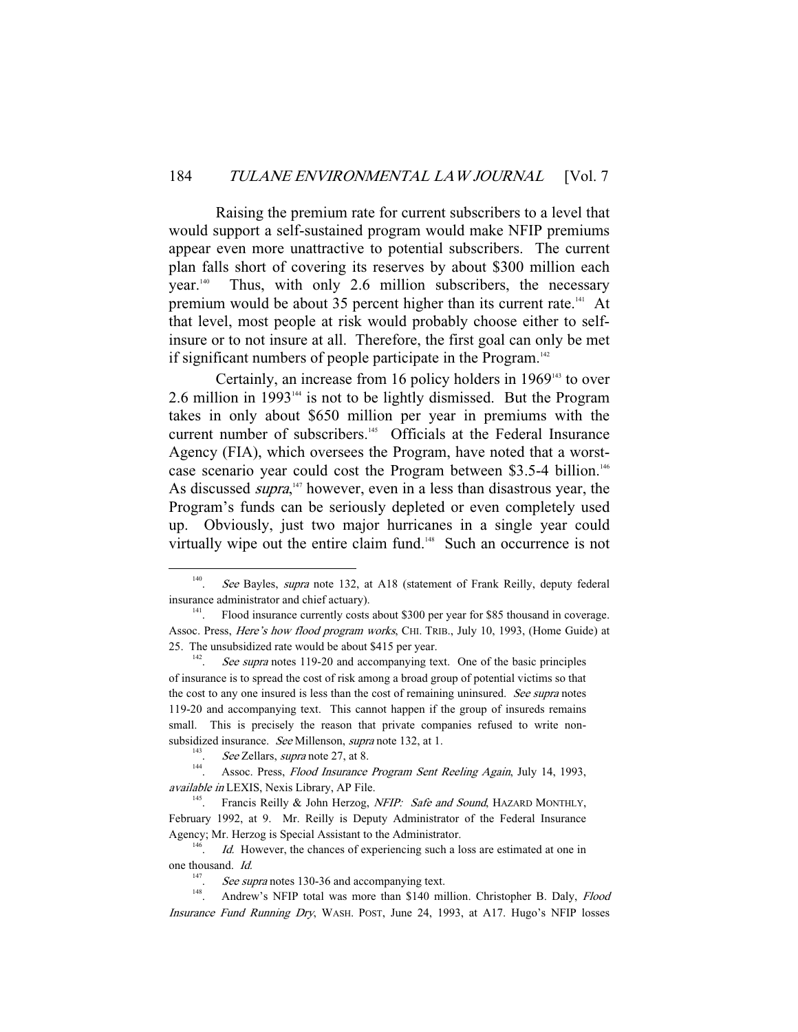Raising the premium rate for current subscribers to a level that would support a self-sustained program would make NFIP premiums appear even more unattractive to potential subscribers. The current plan falls short of covering its reserves by about $300 million each year.[140] Thus, with only 2.6 million subscribers, the necessary premium would be about 35 percent higher than its current rate.[141] At that level, most people at risk would probably choose either to self-insure or to not insure at all. Therefore, the first goal can only be met if significant numbers of people participate in the Program.[142]

Certainly, an increase from 16 policy holders in 1969[143] to over 2.6 million in 1993[144] is not to be lightly dismissed. But the Program takes in only about $650 million per year in premiums with the current number of subscribers.[145] Officials at the Federal Insurance Agency (FIA), which oversees the Program, have noted that a worst-case scenario year could cost the Program between $3.5-4 billion.[146] As discussed *supra*,[147] however, even in a less than disastrous year, the Program's funds can be seriously depleted or even completely used up. Obviously, just two major hurricanes in a single year could virtually wipe out the entire claim fund.[148] Such an occurrence is not

---

140. *See* Bayles, *supra* note 132, at A18 (statement of Frank Reilly, deputy federal insurance administrator and chief actuary).

141. Flood insurance currently costs about $300 per year for $85 thousand in coverage. Assoc. Press, *Here's how flood program works*, CHI. TRIB., July 10, 1993, (Home Guide) at 25. The unsubsidized rate would be about $415 per year.

142. *See supra* notes 119-20 and accompanying text. One of the basic principles of insurance is to spread the cost of risk among a broad group of potential victims so that the cost to any one insured is less than the cost of remaining uninsured. *See supra* notes 119-20 and accompanying text. This cannot happen if the group of insureds remains small. This is precisely the reason that private companies refused to write non-subsidized insurance. *See* Millenson, *supra* note 132, at 1.

143. *See* Zellars, *supra* note 27, at 8.

144. Assoc. Press, *Flood Insurance Program Sent Reeling Again*, July 14, 1993, *available in* LEXIS, Nexis Library, AP File.

145. Francis Reilly & John Herzog, *NFIP: Safe and Sound*, HAZARD MONTHLY, February 1992, at 9. Mr. Reilly is Deputy Administrator of the Federal Insurance Agency; Mr. Herzog is Special Assistant to the Administrator.

146. *Id.* However, the chances of experiencing such a loss are estimated at one in one thousand. *Id.*

147. *See supra* notes 130-36 and accompanying text.

148. Andrew's NFIP total was more than $140 million. Christopher B. Daly, *Flood Insurance Fund Running Dry*, WASH. POST, June 24, 1993, at A17. Hugo's NFIP losses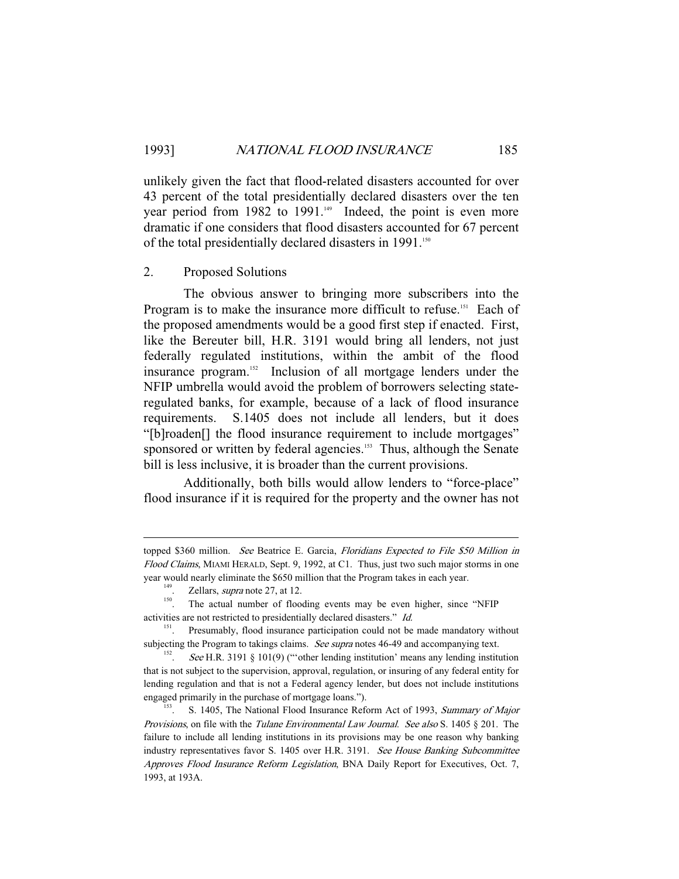unlikely given the fact that flood-related disasters accounted for over 43 percent of the total presidentially declared disasters over the ten year period from 1982 to 1991.[149] Indeed, the point is even more dramatic if one considers that flood disasters accounted for 67 percent of the total presidentially declared disasters in 1991.[150]

### 2. Proposed Solutions

The obvious answer to bringing more subscribers into the Program is to make the insurance more difficult to refuse.[151] Each of the proposed amendments would be a good first step if enacted. First, like the Bereuter bill, H.R. 3191 would bring all lenders, not just federally regulated institutions, within the ambit of the flood insurance program.[152] Inclusion of all mortgage lenders under the NFIP umbrella would avoid the problem of borrowers selecting state-regulated banks, for example, because of a lack of flood insurance requirements. S.1405 does not include all lenders, but it does "[b]roaden[] the flood insurance requirement to include mortgages" sponsored or written by federal agencies.[153] Thus, although the Senate bill is less inclusive, it is broader than the current provisions.

Additionally, both bills would allow lenders to "force-place" flood insurance if it is required for the property and the owner has not

---

topped $360 million. *See* Beatrice E. Garcia, *Floridians Expected to File $50 Million in Flood Claims*, MIAMI HERALD, Sept. 9, 1992, at C1. Thus, just two such major storms in one year would nearly eliminate the $650 million that the Program takes in each year.

[149]. Zellars, *supra* note 27, at 12.

[150]. The actual number of flooding events may be even higher, since "NFIP activities are not restricted to presidentially declared disasters." *Id.*

[151]. Presumably, flood insurance participation could not be made mandatory without subjecting the Program to takings claims. *See supra* notes 46-49 and accompanying text.

[152]. *See* H.R. 3191 § 101(9) ("'other lending institution' means any lending institution that is not subject to the supervision, approval, regulation, or insuring of any federal entity for lending regulation and that is not a Federal agency lender, but does not include institutions engaged primarily in the purchase of mortgage loans.").

[153]. S. 1405, The National Flood Insurance Reform Act of 1993, *Summary of Major Provisions*, on file with the *Tulane Environmental Law Journal*. *See also* S. 1405 § 201. The failure to include all lending institutions in its provisions may be one reason why banking industry representatives favor S. 1405 over H.R. 3191. *See House Banking Subcommittee Approves Flood Insurance Reform Legislation*, BNA Daily Report for Executives, Oct. 7, 1993, at 193A.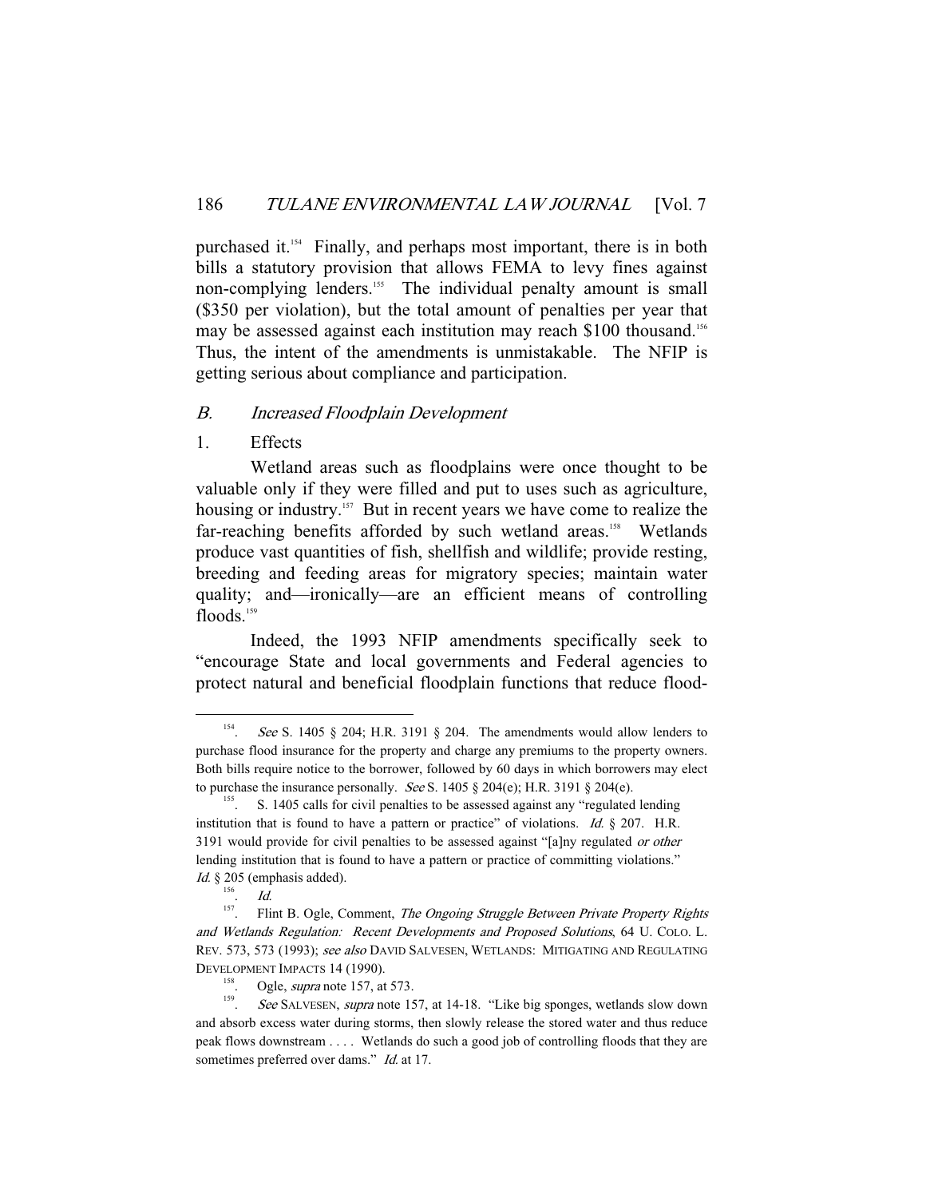purchased it.[154] Finally, and perhaps most important, there is in both bills a statutory provision that allows FEMA to levy fines against non-complying lenders.[155] The individual penalty amount is small ($350 per violation), but the total amount of penalties per year that may be assessed against each institution may reach $100 thousand.[156] Thus, the intent of the amendments is unmistakable. The NFIP is getting serious about compliance and participation.

### *B. Increased Floodplain Development*

#### 1. Effects

Wetland areas such as floodplains were once thought to be valuable only if they were filled and put to uses such as agriculture, housing or industry.[157] But in recent years we have come to realize the far-reaching benefits afforded by such wetland areas.[158] Wetlands produce vast quantities of fish, shellfish and wildlife; provide resting, breeding and feeding areas for migratory species; maintain water quality; and—ironically—are an efficient means of controlling floods.[159]

Indeed, the 1993 NFIP amendments specifically seek to "encourage State and local governments and Federal agencies to protect natural and beneficial floodplain functions that reduce flood-

---

154. *See* S. 1405 § 204; H.R. 3191 § 204. The amendments would allow lenders to purchase flood insurance for the property and charge any premiums to the property owners. Both bills require notice to the borrower, followed by 60 days in which borrowers may elect to purchase the insurance personally. *See* S. 1405 § 204(e); H.R. 3191 § 204(e).

155. S. 1405 calls for civil penalties to be assessed against any "regulated lending institution that is found to have a pattern or practice" of violations. *Id.* § 207. H.R. 3191 would provide for civil penalties to be assessed against "[a]ny regulated *or other* lending institution that is found to have a pattern or practice of committing violations." *Id.* § 205 (emphasis added).

156. *Id.*

157. Flint B. Ogle, Comment, *The Ongoing Struggle Between Private Property Rights and Wetlands Regulation: Recent Developments and Proposed Solutions*, 64 U. COLO. L. REV. 573, 573 (1993); *see also* DAVID SALVESEN, WETLANDS: MITIGATING AND REGULATING DEVELOPMENT IMPACTS 14 (1990).

158. Ogle, *supra* note 157, at 573.

159. *See* SALVESEN, *supra* note 157, at 14-18. "Like big sponges, wetlands slow down and absorb excess water during storms, then slowly release the stored water and thus reduce peak flows downstream . . . . Wetlands do such a good job of controlling floods that they are sometimes preferred over dams." *Id.* at 17.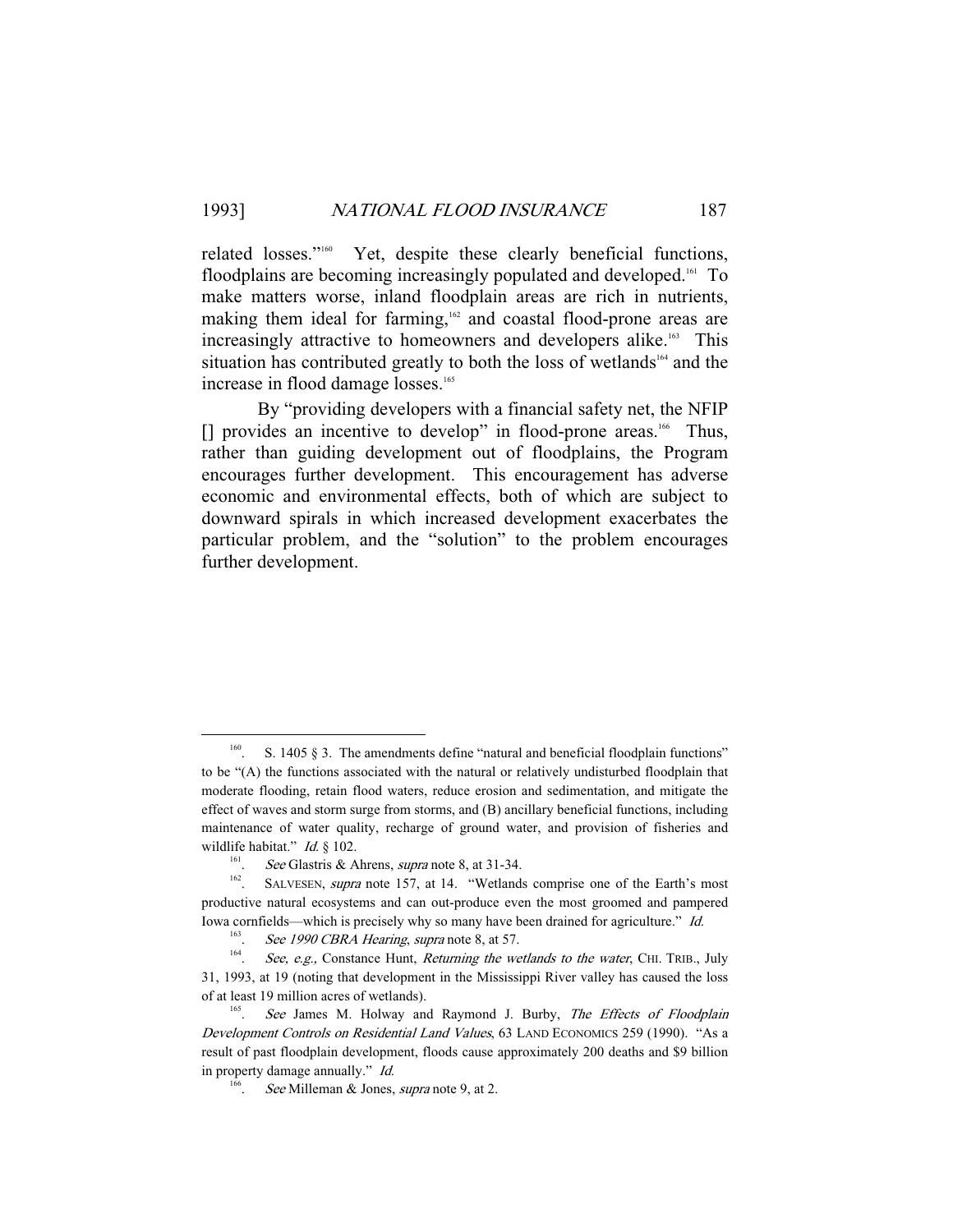related losses."[160] Yet, despite these clearly beneficial functions, floodplains are becoming increasingly populated and developed.[161] To make matters worse, inland floodplain areas are rich in nutrients, making them ideal for farming,[162] and coastal flood-prone areas are increasingly attractive to homeowners and developers alike.[163] This situation has contributed greatly to both the loss of wetlands[164] and the increase in flood damage losses.[165]

By "providing developers with a financial safety net, the NFIP [] provides an incentive to develop" in flood-prone areas.[166] Thus, rather than guiding development out of floodplains, the Program encourages further development. This encouragement has adverse economic and environmental effects, both of which are subject to downward spirals in which increased development exacerbates the particular problem, and the "solution" to the problem encourages further development.

---

160. S. 1405 § 3. The amendments define "natural and beneficial floodplain functions" to be "(A) the functions associated with the natural or relatively undisturbed floodplain that moderate flooding, retain flood waters, reduce erosion and sedimentation, and mitigate the effect of waves and storm surge from storms, and (B) ancillary beneficial functions, including maintenance of water quality, recharge of ground water, and provision of fisheries and wildlife habitat." *Id.* § 102.

161. *See* Glastris & Ahrens, *supra* note 8, at 31-34.

162. SALVESEN, *supra* note 157, at 14. "Wetlands comprise one of the Earth's most productive natural ecosystems and can out-produce even the most groomed and pampered Iowa cornfields—which is precisely why so many have been drained for agriculture." *Id.*

163. *See 1990 CBRA Hearing*, *supra* note 8, at 57.

164. *See, e.g.,* Constance Hunt, *Returning the wetlands to the water*, CHI. TRIB., July 31, 1993, at 19 (noting that development in the Mississippi River valley has caused the loss of at least 19 million acres of wetlands).

165. *See* James M. Holway and Raymond J. Burby, *The Effects of Floodplain Development Controls on Residential Land Values*, 63 LAND ECONOMICS 259 (1990). "As a result of past floodplain development, floods cause approximately 200 deaths and $9 billion in property damage annually." *Id.*

166. *See* Milleman & Jones, *supra* note 9, at 2.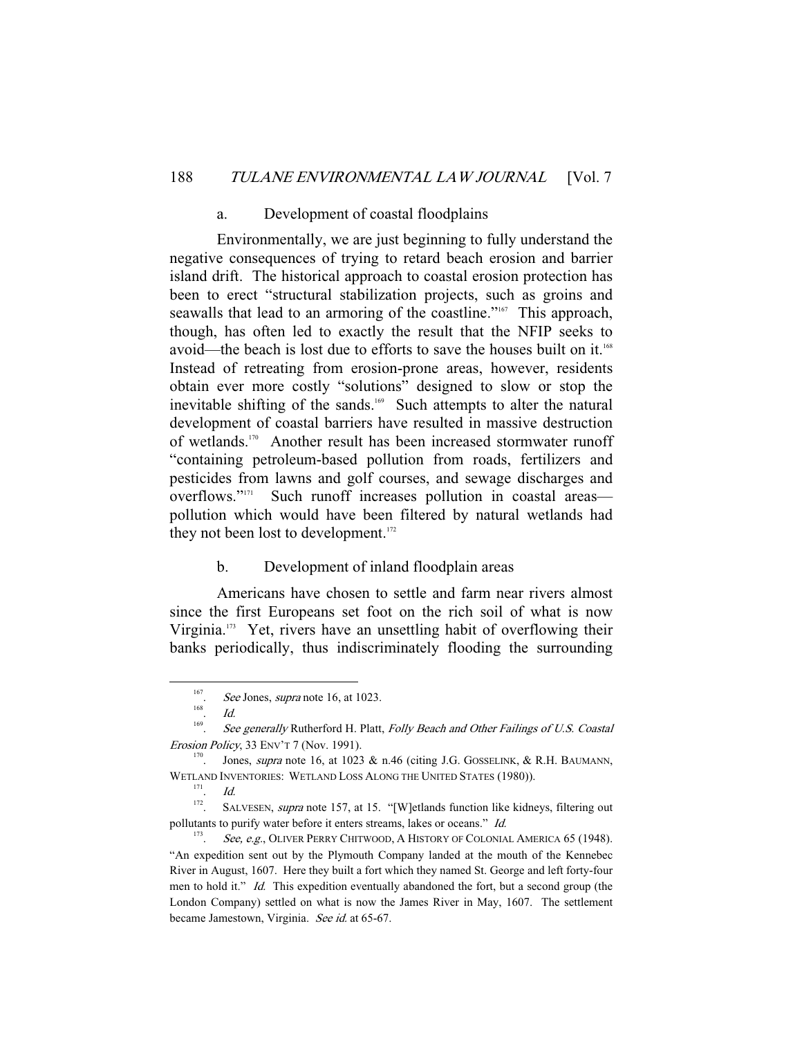a. Development of coastal floodplains

Environmentally, we are just beginning to fully understand the negative consequences of trying to retard beach erosion and barrier island drift. The historical approach to coastal erosion protection has been to erect "structural stabilization projects, such as groins and seawalls that lead to an armoring of the coastline."[167] This approach, though, has often led to exactly the result that the NFIP seeks to avoid—the beach is lost due to efforts to save the houses built on it.[168] Instead of retreating from erosion-prone areas, however, residents obtain ever more costly "solutions" designed to slow or stop the inevitable shifting of the sands.[169] Such attempts to alter the natural development of coastal barriers have resulted in massive destruction of wetlands.[170] Another result has been increased stormwater runoff "containing petroleum-based pollution from roads, fertilizers and pesticides from lawns and golf courses, and sewage discharges and overflows."[171] Such runoff increases pollution in coastal areas—pollution which would have been filtered by natural wetlands had they not been lost to development.[172]

b. Development of inland floodplain areas

Americans have chosen to settle and farm near rivers almost since the first Europeans set foot on the rich soil of what is now Virginia.[173] Yet, rivers have an unsettling habit of overflowing their banks periodically, thus indiscriminately flooding the surrounding

---

167. *See* Jones, *supra* note 16, at 1023.

168. *Id.*

169. *See generally* Rutherford H. Platt, *Folly Beach and Other Failings of U.S. Coastal Erosion Policy*, 33 ENV'T 7 (Nov. 1991).

170. Jones, *supra* note 16, at 1023 & n.46 (citing J.G. GOSSELINK, & R.H. BAUMANN, WETLAND INVENTORIES: WETLAND LOSS ALONG THE UNITED STATES (1980)).

171. *Id.*

172. SALVESEN, *supra* note 157, at 15. "[W]etlands function like kidneys, filtering out pollutants to purify water before it enters streams, lakes or oceans." *Id.*

173. *See, e.g.*, OLIVER PERRY CHITWOOD, A HISTORY OF COLONIAL AMERICA 65 (1948). "An expedition sent out by the Plymouth Company landed at the mouth of the Kennebec River in August, 1607. Here they built a fort which they named St. George and left forty-four men to hold it." *Id.* This expedition eventually abandoned the fort, but a second group (the London Company) settled on what is now the James River in May, 1607. The settlement became Jamestown, Virginia. *See id.* at 65-67.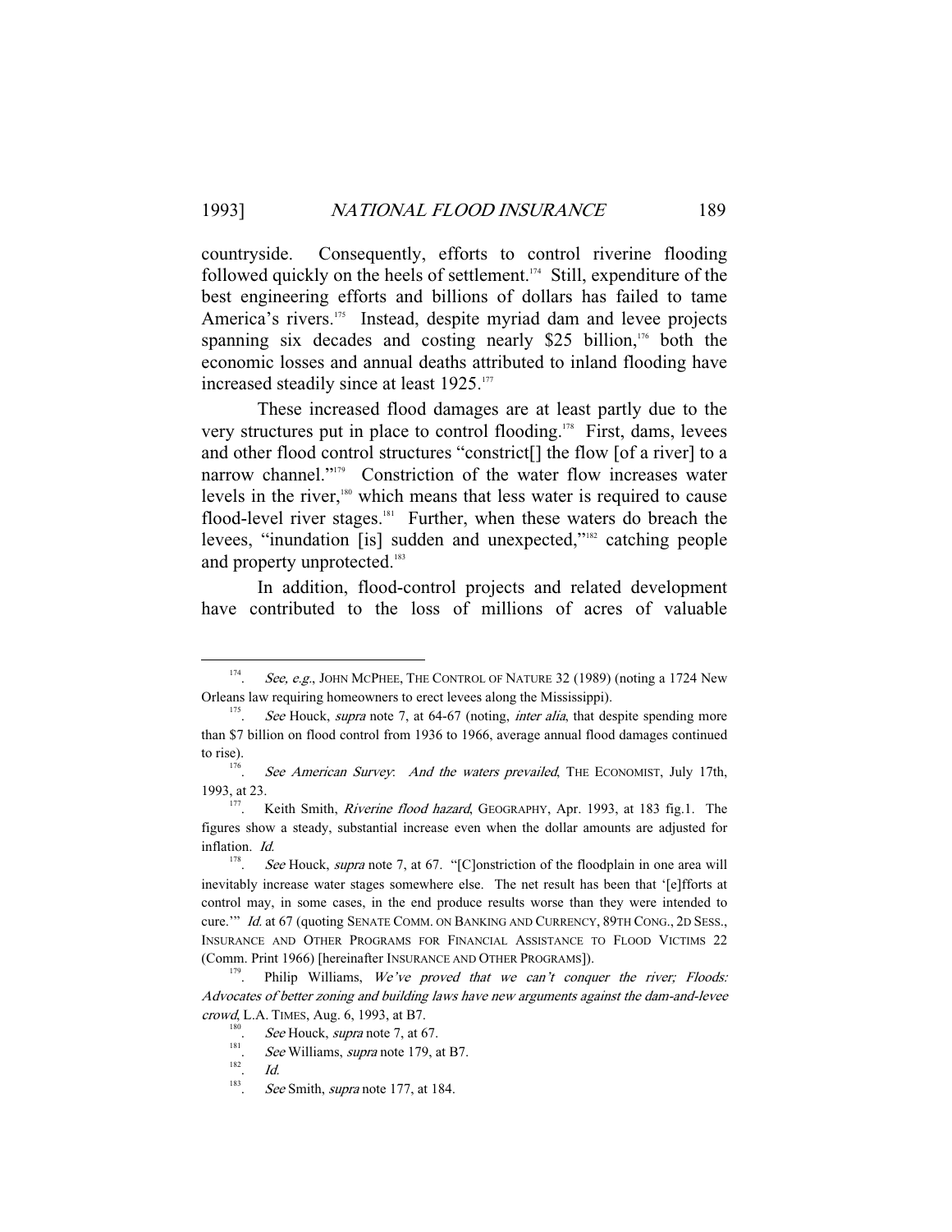countryside. Consequently, efforts to control riverine flooding followed quickly on the heels of settlement.[174] Still, expenditure of the best engineering efforts and billions of dollars has failed to tame America's rivers.[175] Instead, despite myriad dam and levee projects spanning six decades and costing nearly $25 billion,[176] both the economic losses and annual deaths attributed to inland flooding have increased steadily since at least 1925.[177]

These increased flood damages are at least partly due to the very structures put in place to control flooding.[178] First, dams, levees and other flood control structures "constrict[] the flow [of a river] to a narrow channel."[179] Constriction of the water flow increases water levels in the river,[180] which means that less water is required to cause flood-level river stages.[181] Further, when these waters do breach the levees, "inundation [is] sudden and unexpected,"[182] catching people and property unprotected.[183]

In addition, flood-control projects and related development have contributed to the loss of millions of acres of valuable

---

174. *See, e.g.*, JOHN MCPHEE, THE CONTROL OF NATURE 32 (1989) (noting a 1724 New Orleans law requiring homeowners to erect levees along the Mississippi).

175. *See* Houck, *supra* note 7, at 64-67 (noting, *inter alia*, that despite spending more than $7 billion on flood control from 1936 to 1966, average annual flood damages continued to rise).

176. *See American Survey*: *And the waters prevailed*, THE ECONOMIST, July 17th, 1993, at 23.

177. Keith Smith, *Riverine flood hazard*, GEOGRAPHY, Apr. 1993, at 183 fig.1. The figures show a steady, substantial increase even when the dollar amounts are adjusted for inflation. *Id.*

178. *See* Houck, *supra* note 7, at 67. "[C]onstriction of the floodplain in one area will inevitably increase water stages somewhere else. The net result has been that '[e]fforts at control may, in some cases, in the end produce results worse than they were intended to cure.'" *Id.* at 67 (quoting SENATE COMM. ON BANKING AND CURRENCY, 89TH CONG., 2D SESS., INSURANCE AND OTHER PROGRAMS FOR FINANCIAL ASSISTANCE TO FLOOD VICTIMS 22 (Comm. Print 1966) [hereinafter INSURANCE AND OTHER PROGRAMS]).

179. Philip Williams, *We've proved that we can't conquer the river; Floods: Advocates of better zoning and building laws have new arguments against the dam-and-levee crowd*, L.A. TIMES, Aug. 6, 1993, at B7.

180. *See* Houck, *supra* note 7, at 67.

181. *See* Williams, *supra* note 179, at B7.

182. *Id.*

183. *See* Smith, *supra* note 177, at 184.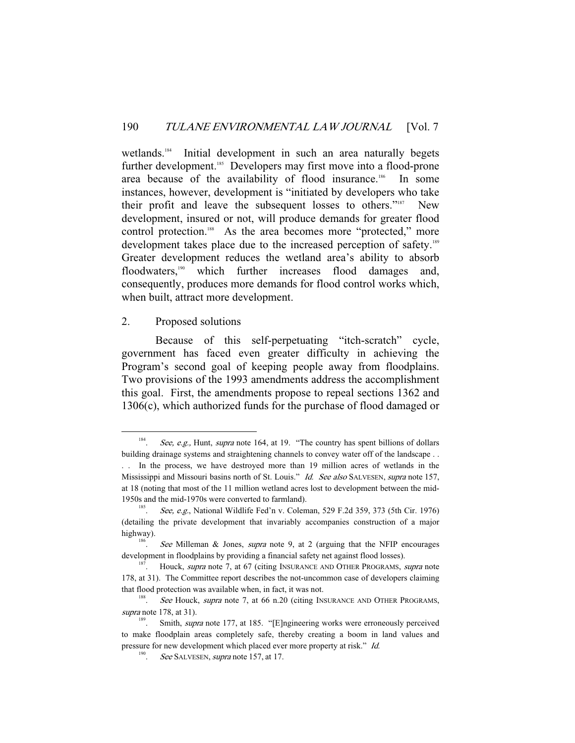wetlands.[184] Initial development in such an area naturally begets further development.[185] Developers may first move into a flood-prone area because of the availability of flood insurance.[186] In some instances, however, development is "initiated by developers who take their profit and leave the subsequent losses to others."[187] New development, insured or not, will produce demands for greater flood control protection.[188] As the area becomes more "protected," more development takes place due to the increased perception of safety.[189] Greater development reduces the wetland area's ability to absorb floodwaters,[190] which further increases flood damages and, consequently, produces more demands for flood control works which, when built, attract more development.

2. Proposed solutions

Because of this self-perpetuating "itch-scratch" cycle, government has faced even greater difficulty in achieving the Program's second goal of keeping people away from floodplains. Two provisions of the 1993 amendments address the accomplishment this goal. First, the amendments propose to repeal sections 1362 and 1306(c), which authorized funds for the purchase of flood damaged or

---

184. *See, e.g.,* Hunt, *supra* note 164, at 19. "The country has spent billions of dollars building drainage systems and straightening channels to convey water off of the landscape . . . . In the process, we have destroyed more than 19 million acres of wetlands in the Mississippi and Missouri basins north of St. Louis." *Id.* *See also* SALVESEN, *supra* note 157, at 18 (noting that most of the 11 million wetland acres lost to development between the mid-1950s and the mid-1970s were converted to farmland).

185. *See, e.g.*, National Wildlife Fed'n v. Coleman, 529 F.2d 359, 373 (5th Cir. 1976) (detailing the private development that invariably accompanies construction of a major highway).

186. *See* Milleman & Jones, *supra* note 9, at 2 (arguing that the NFIP encourages development in floodplains by providing a financial safety net against flood losses).

187. Houck, *supra* note 7, at 67 (citing INSURANCE AND OTHER PROGRAMS, *supra* note 178, at 31). The Committee report describes the not-uncommon case of developers claiming that flood protection was available when, in fact, it was not.

188. *See* Houck, *supra* note 7, at 66 n.20 (citing INSURANCE AND OTHER PROGRAMS, *supra* note 178, at 31).

189. Smith, *supra* note 177, at 185. "[E]ngineering works were erroneously perceived to make floodplain areas completely safe, thereby creating a boom in land values and pressure for new development which placed ever more property at risk." *Id.*

190. *See* SALVESEN, *supra* note 157, at 17.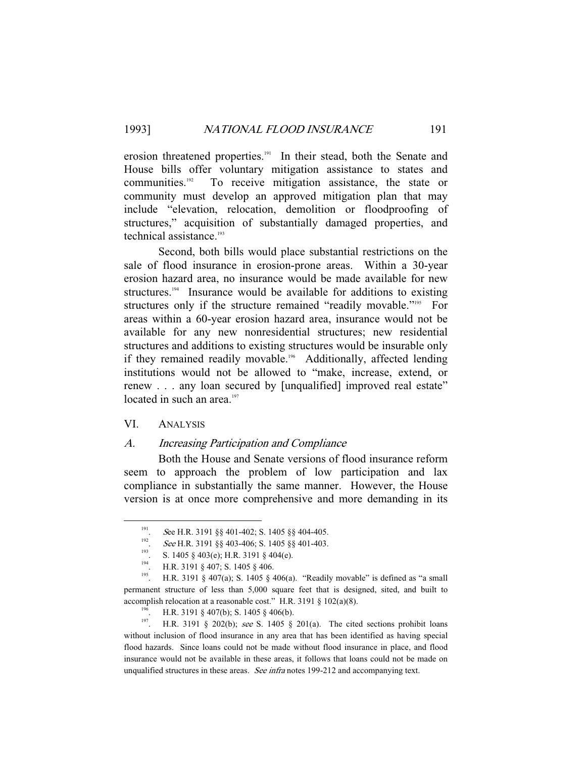erosion threatened properties.[191] In their stead, both the Senate and House bills offer voluntary mitigation assistance to states and communities.[192] To receive mitigation assistance, the state or community must develop an approved mitigation plan that may include "elevation, relocation, demolition or floodproofing of structures," acquisition of substantially damaged properties, and technical assistance.[193]

Second, both bills would place substantial restrictions on the sale of flood insurance in erosion-prone areas. Within a 30-year erosion hazard area, no insurance would be made available for new structures.[194] Insurance would be available for additions to existing structures only if the structure remained "readily movable."[195] For areas within a 60-year erosion hazard area, insurance would not be available for any new nonresidential structures; new residential structures and additions to existing structures would be insurable only if they remained readily movable.[196] Additionally, affected lending institutions would not be allowed to "make, increase, extend, or renew . . . any loan secured by [unqualified] improved real estate" located in such an area.[197]

## VI. ANALYSIS

### A. *Increasing Participation and Compliance*

Both the House and Senate versions of flood insurance reform seem to approach the problem of low participation and lax compliance in substantially the same manner. However, the House version is at once more comprehensive and more demanding in its

---

191. *See* H.R. 3191 §§ 401-402; S. 1405 §§ 404-405.

192. *See* H.R. 3191 §§ 403-406; S. 1405 §§ 401-403.

193. S. 1405 § 403(e); H.R. 3191 § 404(e).

194. H.R. 3191 § 407; S. 1405 § 406.

195. H.R. 3191 § 407(a); S. 1405 § 406(a). "Readily movable" is defined as "a small permanent structure of less than 5,000 square feet that is designed, sited, and built to accomplish relocation at a reasonable cost." H.R. 3191 § 102(a)(8).

196. H.R. 3191 § 407(b); S. 1405 § 406(b).

197. H.R. 3191 § 202(b); *see* S. 1405 § 201(a). The cited sections prohibit loans without inclusion of flood insurance in any area that has been identified as having special flood hazards. Since loans could not be made without flood insurance in place, and flood insurance would not be available in these areas, it follows that loans could not be made on unqualified structures in these areas. *See infra* notes 199-212 and accompanying text.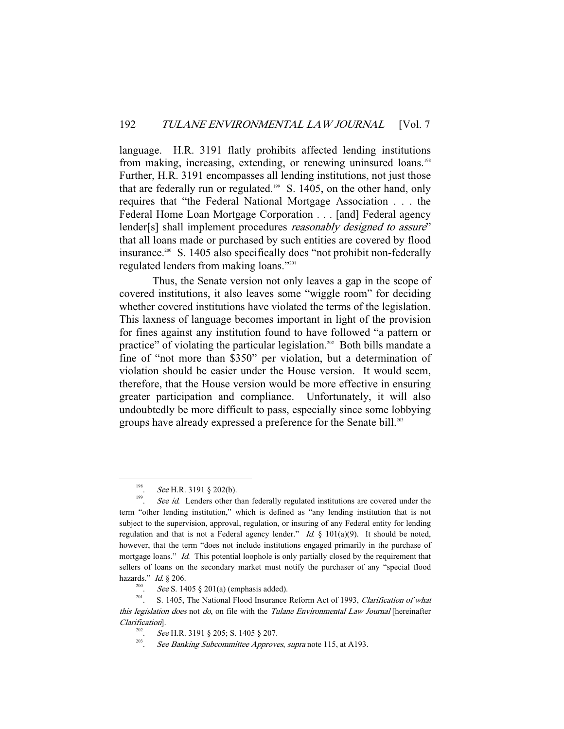language. H.R. 3191 flatly prohibits affected lending institutions from making, increasing, extending, or renewing uninsured loans.[198] Further, H.R. 3191 encompasses all lending institutions, not just those that are federally run or regulated.[199] S. 1405, on the other hand, only requires that "the Federal National Mortgage Association . . . the Federal Home Loan Mortgage Corporation . . . [and] Federal agency lender[s] shall implement procedures *reasonably designed to assure*" that all loans made or purchased by such entities are covered by flood insurance.[200] S. 1405 also specifically does "not prohibit non-federally regulated lenders from making loans."[201]

Thus, the Senate version not only leaves a gap in the scope of covered institutions, it also leaves some "wiggle room" for deciding whether covered institutions have violated the terms of the legislation. This laxness of language becomes important in light of the provision for fines against any institution found to have followed "a pattern or practice" of violating the particular legislation.[202] Both bills mandate a fine of "not more than $350" per violation, but a determination of violation should be easier under the House version. It would seem, therefore, that the House version would be more effective in ensuring greater participation and compliance. Unfortunately, it will also undoubtedly be more difficult to pass, especially since some lobbying groups have already expressed a preference for the Senate bill.[203]

---

198. *See* H.R. 3191 § 202(b).

199. *See id.* Lenders other than federally regulated institutions are covered under the term "other lending institution," which is defined as "any lending institution that is not subject to the supervision, approval, regulation, or insuring of any Federal entity for lending regulation and that is not a Federal agency lender." *Id.* § 101(a)(9). It should be noted, however, that the term "does not include institutions engaged primarily in the purchase of mortgage loans." *Id.* This potential loophole is only partially closed by the requirement that sellers of loans on the secondary market must notify the purchaser of any "special flood hazards." *Id.* § 206.

200. *See* S. 1405 § 201(a) (emphasis added).

201. S. 1405, The National Flood Insurance Reform Act of 1993, *Clarification of what this legislation does* not *do*, on file with the *Tulane Environmental Law Journal* [hereinafter *Clarification*].

202. *See* H.R. 3191 § 205; S. 1405 § 207.

203. *See Banking Subcommittee Approves*, *supra* note 115, at A193.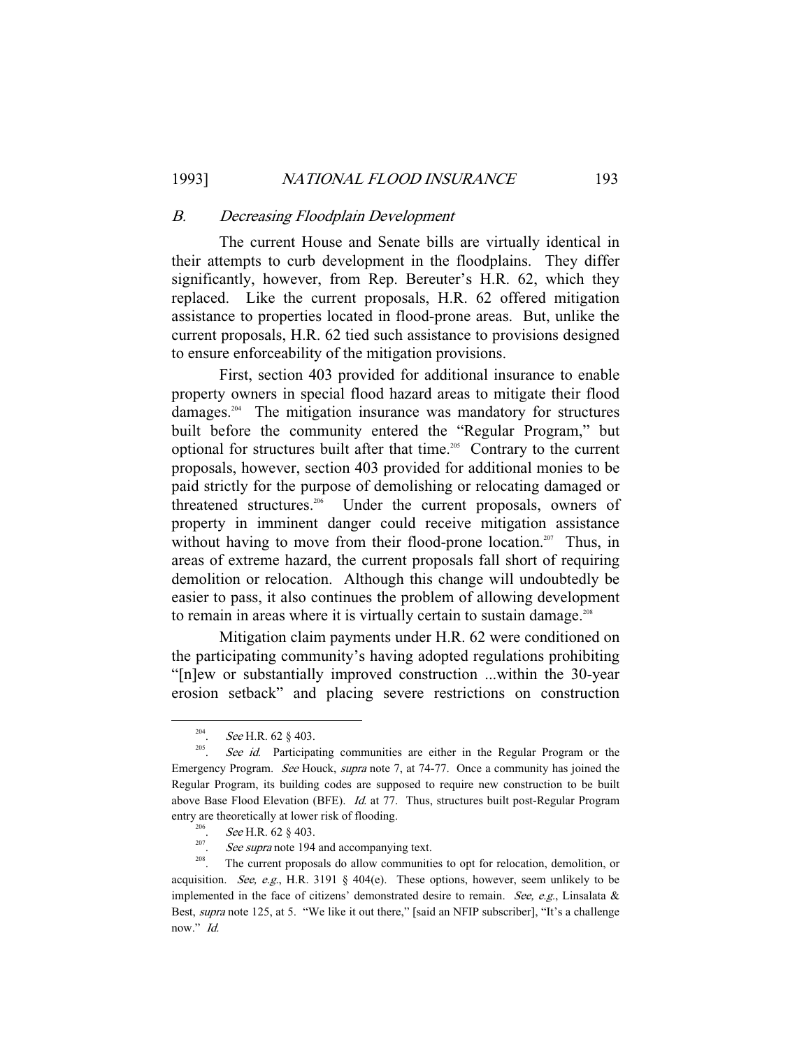### *B. Decreasing Floodplain Development*

The current House and Senate bills are virtually identical in their attempts to curb development in the floodplains. They differ significantly, however, from Rep. Bereuter's H.R. 62, which they replaced. Like the current proposals, H.R. 62 offered mitigation assistance to properties located in flood-prone areas. But, unlike the current proposals, H.R. 62 tied such assistance to provisions designed to ensure enforceability of the mitigation provisions.

First, section 403 provided for additional insurance to enable property owners in special flood hazard areas to mitigate their flood damages.[204] The mitigation insurance was mandatory for structures built before the community entered the "Regular Program," but optional for structures built after that time.[205] Contrary to the current proposals, however, section 403 provided for additional monies to be paid strictly for the purpose of demolishing or relocating damaged or threatened structures.[206] Under the current proposals, owners of property in imminent danger could receive mitigation assistance without having to move from their flood-prone location.[207] Thus, in areas of extreme hazard, the current proposals fall short of requiring demolition or relocation. Although this change will undoubtedly be easier to pass, it also continues the problem of allowing development to remain in areas where it is virtually certain to sustain damage.[208]

Mitigation claim payments under H.R. 62 were conditioned on the participating community's having adopted regulations prohibiting "[n]ew or substantially improved construction ...within the 30-year erosion setback" and placing severe restrictions on construction

---

[204]. *See* H.R. 62 § 403.

[205]. *See id.* Participating communities are either in the Regular Program or the Emergency Program. *See* Houck, *supra* note 7, at 74-77. Once a community has joined the Regular Program, its building codes are supposed to require new construction to be built above Base Flood Elevation (BFE). *Id.* at 77. Thus, structures built post-Regular Program entry are theoretically at lower risk of flooding.

[206]. *See* H.R. 62 § 403.

[207]. *See supra* note 194 and accompanying text.

[208]. The current proposals do allow communities to opt for relocation, demolition, or acquisition. *See, e.g.*, H.R. 3191 § 404(e). These options, however, seem unlikely to be implemented in the face of citizens' demonstrated desire to remain. *See, e.g.*, Linsalata & Best, *supra* note 125, at 5. "We like it out there," [said an NFIP subscriber], "It's a challenge now." *Id.*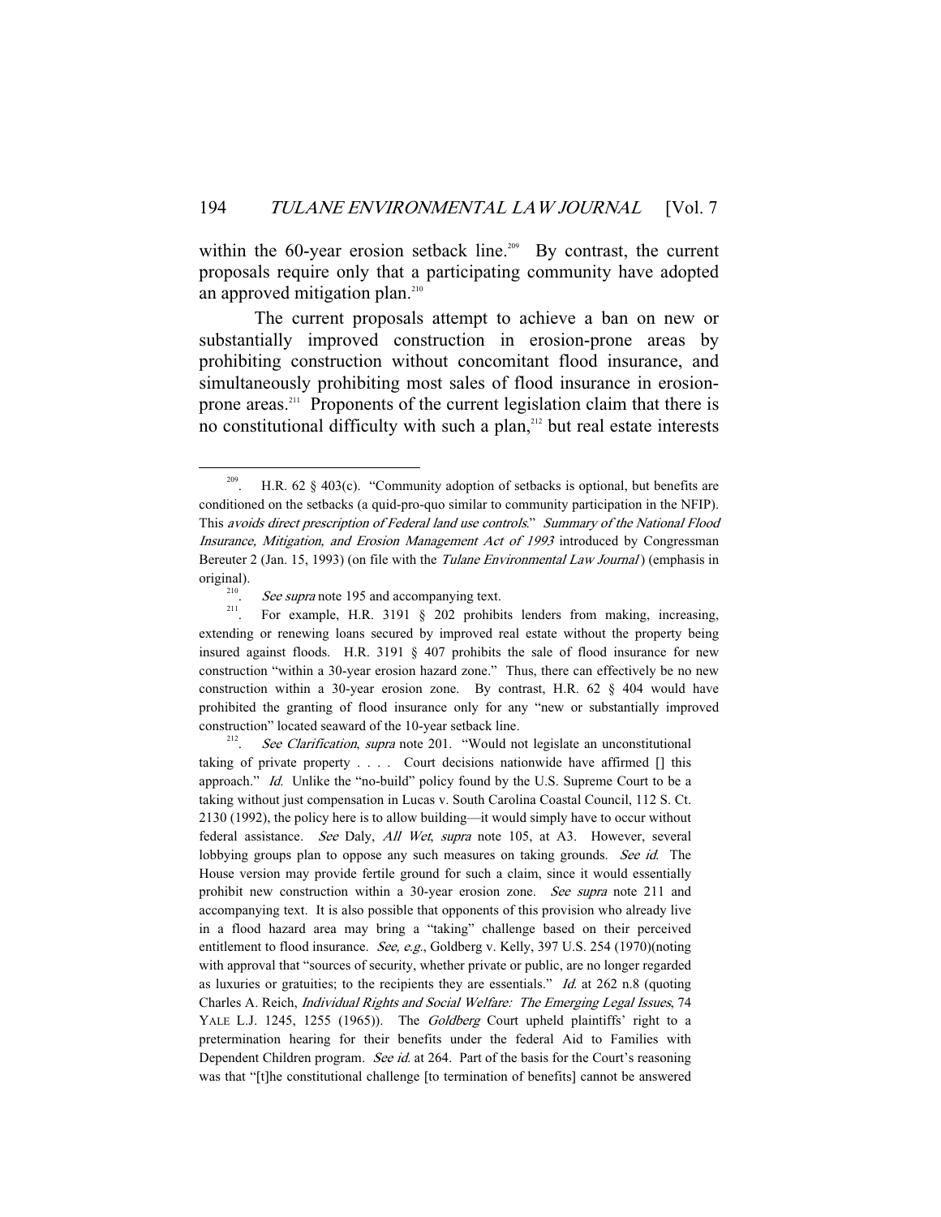within the 60-year erosion setback line.[209] By contrast, the current proposals require only that a participating community have adopted an approved mitigation plan.[210]

The current proposals attempt to achieve a ban on new or substantially improved construction in erosion-prone areas by prohibiting construction without concomitant flood insurance, and simultaneously prohibiting most sales of flood insurance in erosion-prone areas.[211] Proponents of the current legislation claim that there is no constitutional difficulty with such a plan,[212] but real estate interests

---

[209]. H.R. 62 § 403(c). "Community adoption of setbacks is optional, but benefits are conditioned on the setbacks (a quid-pro-quo similar to community participation in the NFIP). This *avoids direct prescription of Federal land use controls*." *Summary of the National Flood Insurance, Mitigation, and Erosion Management Act of 1993* introduced by Congressman Bereuter 2 (Jan. 15, 1993) (on file with the *Tulane Environmental Law Journal*) (emphasis in original).

[210]. *See supra* note 195 and accompanying text.

[211]. For example, H.R. 3191 § 202 prohibits lenders from making, increasing, extending or renewing loans secured by improved real estate without the property being insured against floods. H.R. 3191 § 407 prohibits the sale of flood insurance for new construction "within a 30-year erosion hazard zone." Thus, there can effectively be no new construction within a 30-year erosion zone. By contrast, H.R. 62 § 404 would have prohibited the granting of flood insurance only for any "new or substantially improved construction" located seaward of the 10-year setback line.

[212]. *See Clarification*, *supra* note 201. "Would not legislate an unconstitutional taking of private property . . . . Court decisions nationwide have affirmed [] this approach." *Id.* Unlike the "no-build" policy found by the U.S. Supreme Court to be a taking without just compensation in Lucas v. South Carolina Coastal Council, 112 S. Ct. 2130 (1992), the policy here is to allow building—it would simply have to occur without federal assistance. *See* Daly, *All Wet*, *supra* note 105, at A3. However, several lobbying groups plan to oppose any such measures on taking grounds. *See id.* The House version may provide fertile ground for such a claim, since it would essentially prohibit new construction within a 30-year erosion zone. *See supra* note 211 and accompanying text. It is also possible that opponents of this provision who already live in a flood hazard area may bring a "taking" challenge based on their perceived entitlement to flood insurance. *See, e.g.*, Goldberg v. Kelly, 397 U.S. 254 (1970)(noting with approval that "sources of security, whether private or public, are no longer regarded as luxuries or gratuities; to the recipients they are essentials." *Id.* at 262 n.8 (quoting Charles A. Reich, *Individual Rights and Social Welfare: The Emerging Legal Issues*, 74 YALE L.J. 1245, 1255 (1965)). The *Goldberg* Court upheld plaintiffs' right to a pretermination hearing for their benefits under the federal Aid to Families with Dependent Children program. *See id.* at 264. Part of the basis for the Court's reasoning was that "[t]he constitutional challenge [to termination of benefits] cannot be answered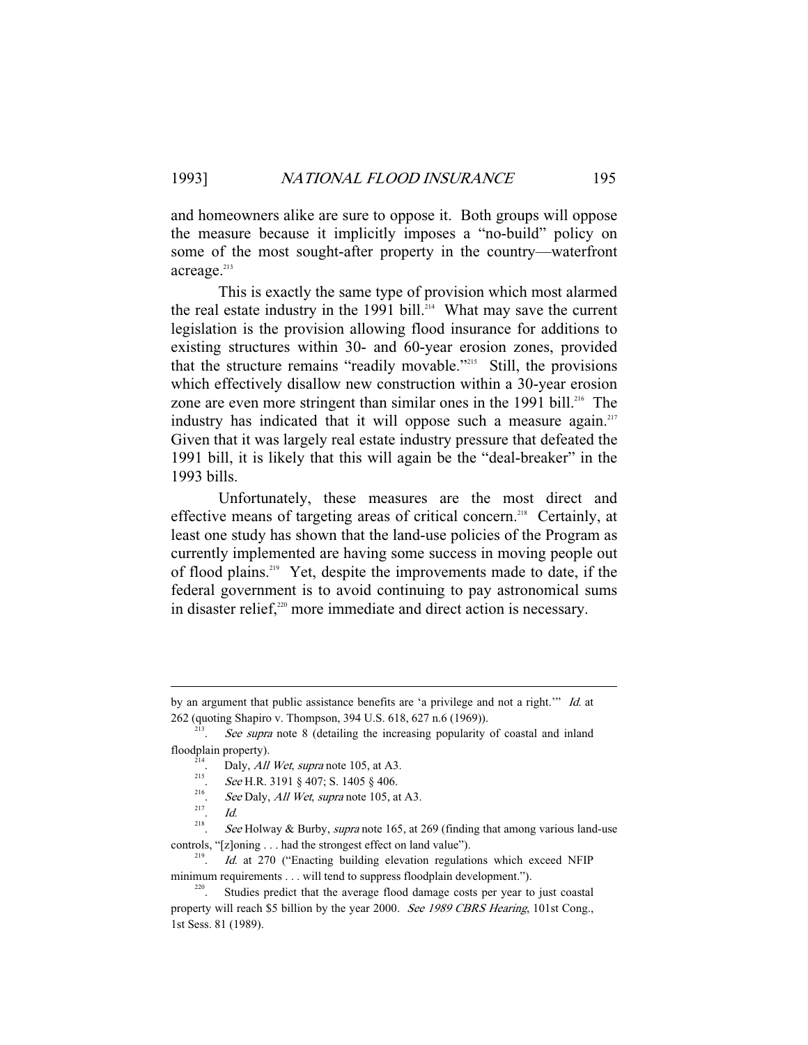and homeowners alike are sure to oppose it. Both groups will oppose the measure because it implicitly imposes a "no-build" policy on some of the most sought-after property in the country—waterfront acreage.[213]

This is exactly the same type of provision which most alarmed the real estate industry in the 1991 bill.[214] What may save the current legislation is the provision allowing flood insurance for additions to existing structures within 30- and 60-year erosion zones, provided that the structure remains "readily movable."[215] Still, the provisions which effectively disallow new construction within a 30-year erosion zone are even more stringent than similar ones in the 1991 bill.[216] The industry has indicated that it will oppose such a measure again.[217] Given that it was largely real estate industry pressure that defeated the 1991 bill, it is likely that this will again be the "deal-breaker" in the 1993 bills.

Unfortunately, these measures are the most direct and effective means of targeting areas of critical concern.[218] Certainly, at least one study has shown that the land-use policies of the Program as currently implemented are having some success in moving people out of flood plains.[219] Yet, despite the improvements made to date, if the federal government is to avoid continuing to pay astronomical sums in disaster relief,[220] more immediate and direct action is necessary.

---

by an argument that public assistance benefits are 'a privilege and not a right.'" *Id.* at 262 (quoting Shapiro v. Thompson, 394 U.S. 618, 627 n.6 (1969)).

213. *See supra* note 8 (detailing the increasing popularity of coastal and inland floodplain property).

214. Daly, *All Wet*, *supra* note 105, at A3.

215. *See* H.R. 3191 § 407; S. 1405 § 406.

216. *See* Daly, *All Wet*, *supra* note 105, at A3.

217. *Id.*

218. *See* Holway & Burby, *supra* note 165, at 269 (finding that among various land-use controls, "[z]oning . . . had the strongest effect on land value").

219. *Id.* at 270 ("Enacting building elevation regulations which exceed NFIP minimum requirements . . . will tend to suppress floodplain development.").

220. Studies predict that the average flood damage costs per year to just coastal property will reach $5 billion by the year 2000. *See 1989 CBRS Hearing*, 101st Cong., 1st Sess. 81 (1989).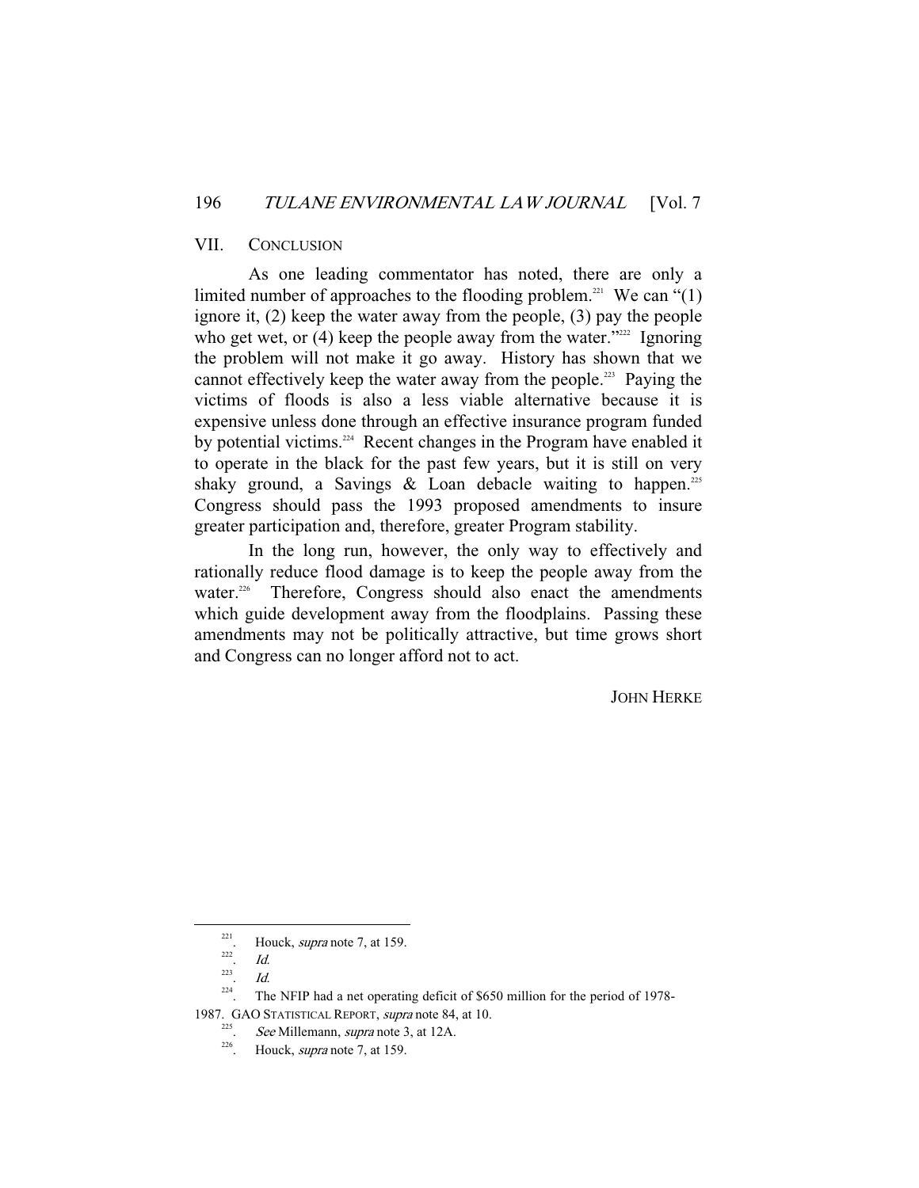## VII. CONCLUSION

As one leading commentator has noted, there are only a limited number of approaches to the flooding problem.[221] We can "(1) ignore it, (2) keep the water away from the people, (3) pay the people who get wet, or (4) keep the people away from the water."[222] Ignoring the problem will not make it go away. History has shown that we cannot effectively keep the water away from the people.[223] Paying the victims of floods is also a less viable alternative because it is expensive unless done through an effective insurance program funded by potential victims.[224] Recent changes in the Program have enabled it to operate in the black for the past few years, but it is still on very shaky ground, a Savings & Loan debacle waiting to happen.[225] Congress should pass the 1993 proposed amendments to insure greater participation and, therefore, greater Program stability.

In the long run, however, the only way to effectively and rationally reduce flood damage is to keep the people away from the water.[226] Therefore, Congress should also enact the amendments which guide development away from the floodplains. Passing these amendments may not be politically attractive, but time grows short and Congress can no longer afford not to act.

JOHN HERKE

---

221. Houck, *supra* note 7, at 159.

222. *Id.*

223. *Id.*

224. The NFIP had a net operating deficit of $650 million for the period of 1978-1987. GAO STATISTICAL REPORT, *supra* note 84, at 10.

225. *See* Millemann, *supra* note 3, at 12A.

226. Houck, *supra* note 7, at 159.